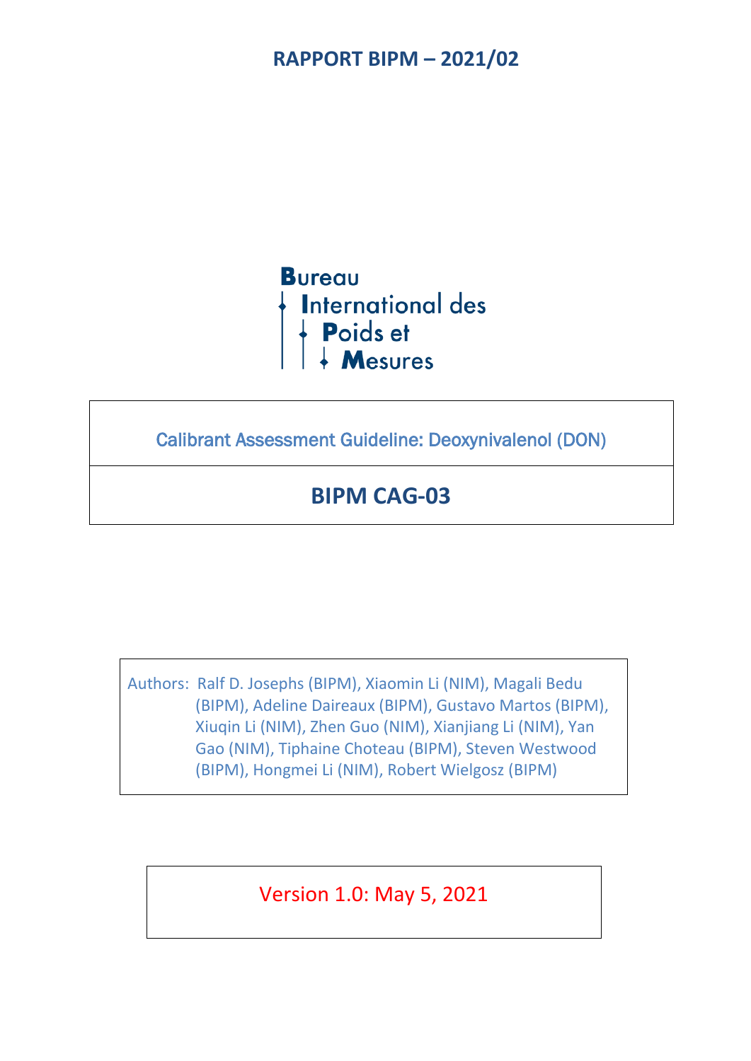# RAPPORT BIPM – 2021/02

Bureau International des Poids et Mesures

Calibrant Assessment Guideline: Deoxynivalenol (DON)

## BIPM CAG-03

Authors: Ralf D. Josephs (BIPM), Xiaomin Li (NIM), Magali Bedu (BIPM), Adeline Daireaux (BIPM), Gustavo Martos (BIPM), Xiuqin Li (NIM), Zhen Guo (NIM), Xianjiang Li (NIM), Yan Gao (NIM), Tiphaine Choteau (BIPM), Steven Westwood (BIPM), Hongmei Li (NIM), Robert Wielgosz (BIPM)

Version 1.0: May 5, 2021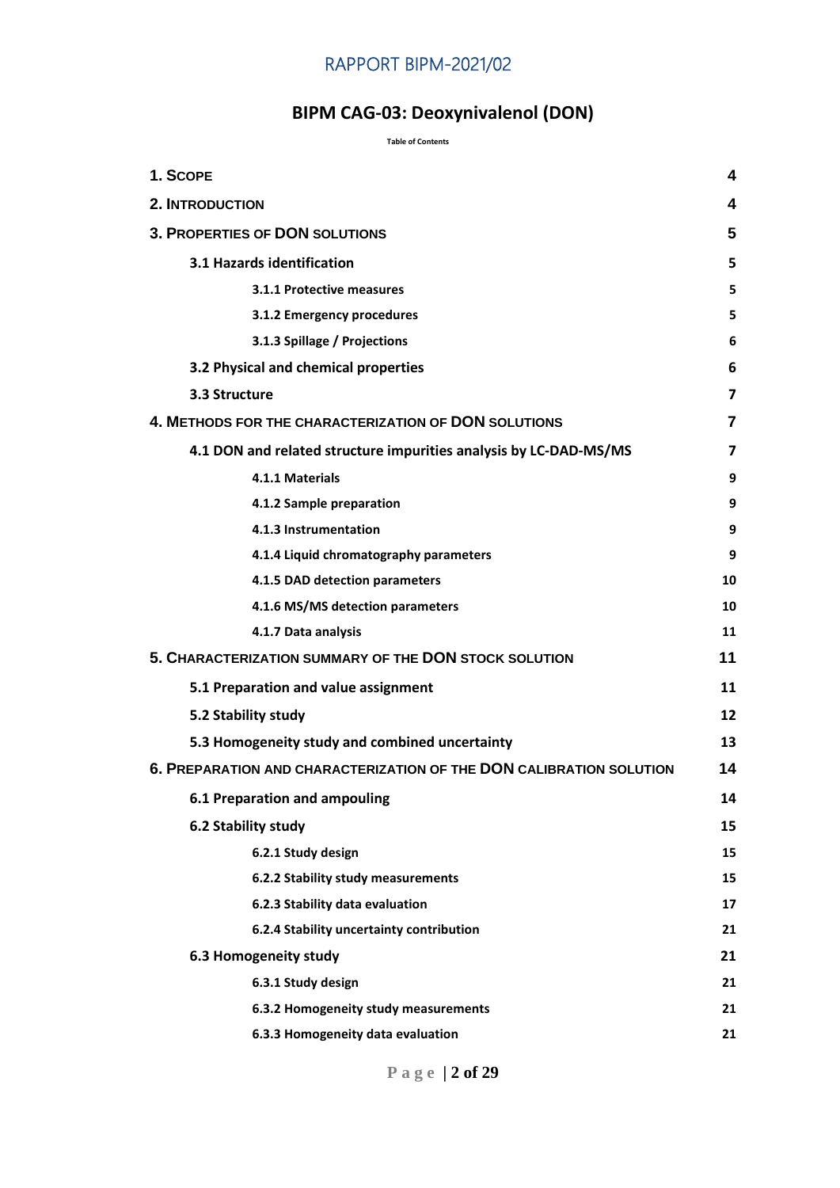# BIPM CAG-03: Deoxynivalenol (DON)

Table of Contents

| | |
|---|---|
| 1. SCOPE | 4 |
| 2. INTRODUCTION | 4 |
| 3. PROPERTIES OF DON SOLUTIONS | 5 |
| 3.1 Hazards identification | 5 |
| 3.1.1 Protective measures | 5 |
| 3.1.2 Emergency procedures | 5 |
| 3.1.3 Spillage / Projections | 6 |
| 3.2 Physical and chemical properties | 6 |
| 3.3 Structure | 7 |
| 4. METHODS FOR THE CHARACTERIZATION OF DON SOLUTIONS | 7 |
| 4.1 DON and related structure impurities analysis by LC-DAD-MS/MS | 7 |
| 4.1.1 Materials | 9 |
| 4.1.2 Sample preparation | 9 |
| 4.1.3 Instrumentation | 9 |
| 4.1.4 Liquid chromatography parameters | 9 |
| 4.1.5 DAD detection parameters | 10 |
| 4.1.6 MS/MS detection parameters | 10 |
| 4.1.7 Data analysis | 11 |
| 5. CHARACTERIZATION SUMMARY OF THE DON STOCK SOLUTION | 11 |
| 5.1 Preparation and value assignment | 11 |
| 5.2 Stability study | 12 |
| 5.3 Homogeneity study and combined uncertainty | 13 |
| 6. PREPARATION AND CHARACTERIZATION OF THE DON CALIBRATION SOLUTION | 14 |
| 6.1 Preparation and ampouling | 14 |
| 6.2 Stability study | 15 |
| 6.2.1 Study design | 15 |
| 6.2.2 Stability study measurements | 15 |
| 6.2.3 Stability data evaluation | 17 |
| 6.2.4 Stability uncertainty contribution | 21 |
| 6.3 Homogeneity study | 21 |
| 6.3.1 Study design | 21 |
| 6.3.2 Homogeneity study measurements | 21 |
| 6.3.3 Homogeneity data evaluation | 21 |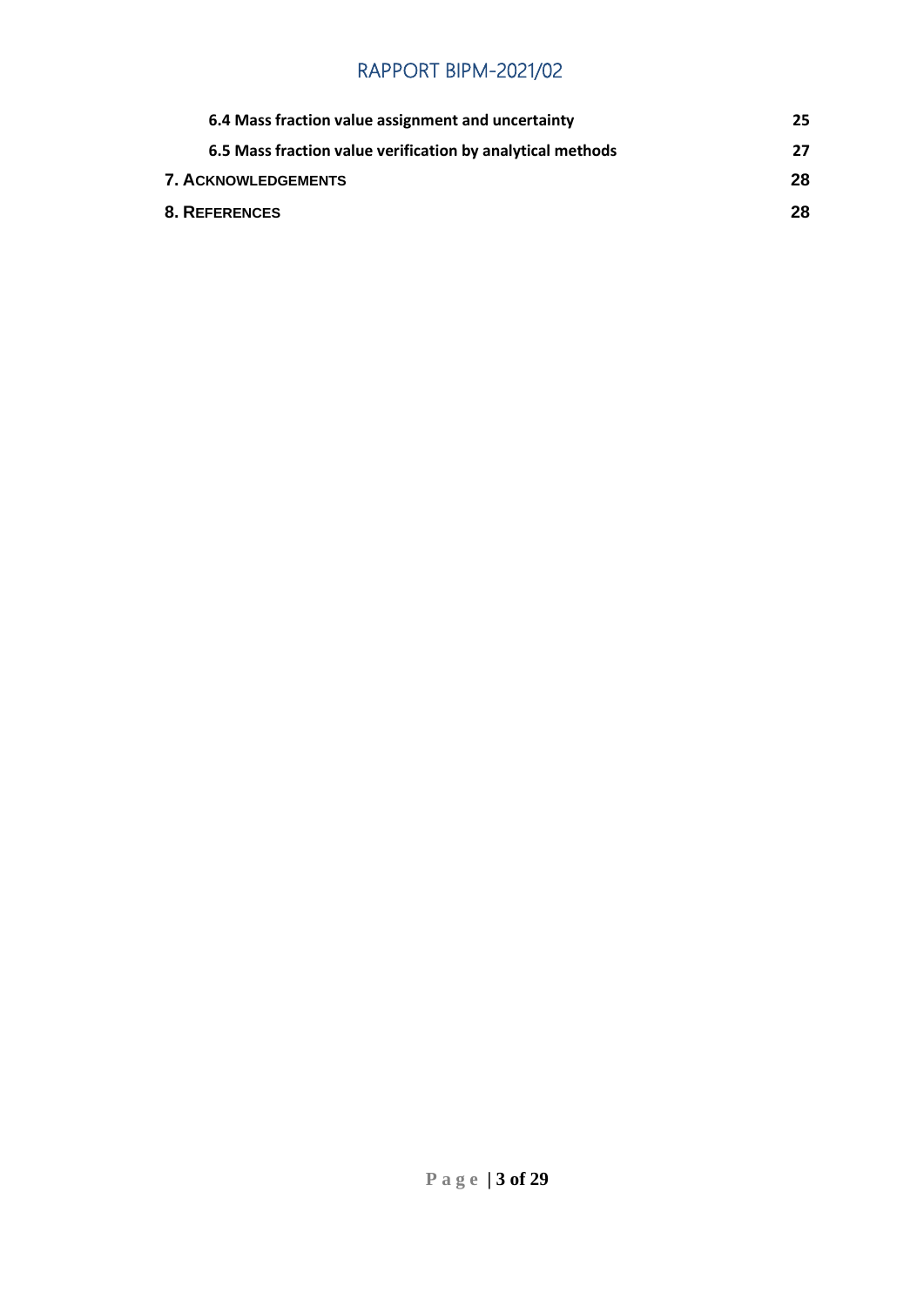**6.4 Mass fraction value assignment and uncertainty** 25

**6.5 Mass fraction value verification by analytical methods** 27

**7. ACKNOWLEDGEMENTS** 28

**8. REFERENCES** 28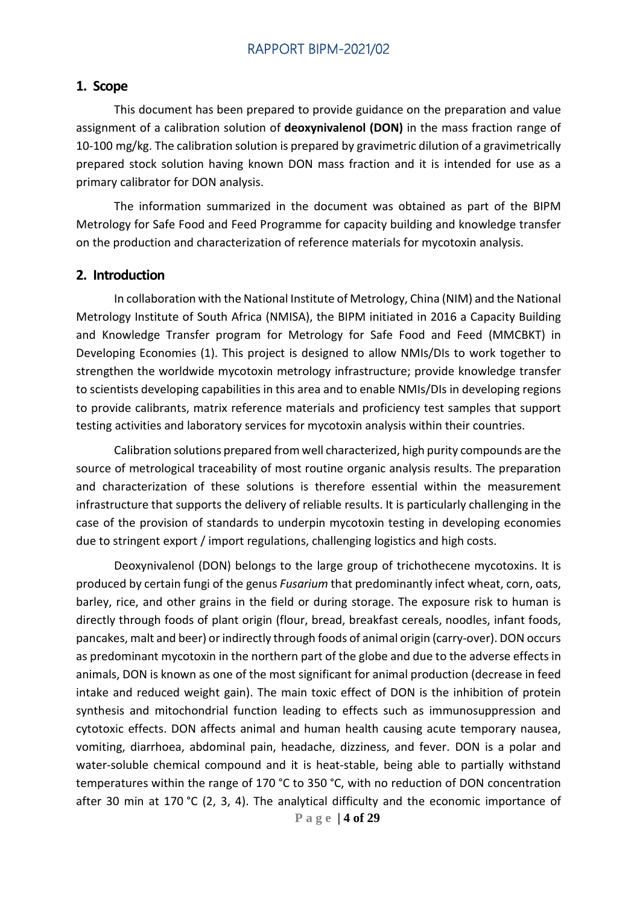## 1. Scope

This document has been prepared to provide guidance on the preparation and value assignment of a calibration solution of **deoxynivalenol (DON)** in the mass fraction range of 10-100 mg/kg. The calibration solution is prepared by gravimetric dilution of a gravimetrically prepared stock solution having known DON mass fraction and it is intended for use as a primary calibrator for DON analysis.

The information summarized in the document was obtained as part of the BIPM Metrology for Safe Food and Feed Programme for capacity building and knowledge transfer on the production and characterization of reference materials for mycotoxin analysis.

## 2. Introduction

In collaboration with the National Institute of Metrology, China (NIM) and the National Metrology Institute of South Africa (NMISA), the BIPM initiated in 2016 a Capacity Building and Knowledge Transfer program for Metrology for Safe Food and Feed (MMCBKT) in Developing Economies (1). This project is designed to allow NMIs/DIs to work together to strengthen the worldwide mycotoxin metrology infrastructure; provide knowledge transfer to scientists developing capabilities in this area and to enable NMIs/DIs in developing regions to provide calibrants, matrix reference materials and proficiency test samples that support testing activities and laboratory services for mycotoxin analysis within their countries.

Calibration solutions prepared from well characterized, high purity compounds are the source of metrological traceability of most routine organic analysis results. The preparation and characterization of these solutions is therefore essential within the measurement infrastructure that supports the delivery of reliable results. It is particularly challenging in the case of the provision of standards to underpin mycotoxin testing in developing economies due to stringent export / import regulations, challenging logistics and high costs.

Deoxynivalenol (DON) belongs to the large group of trichothecene mycotoxins. It is produced by certain fungi of the genus *Fusarium* that predominantly infect wheat, corn, oats, barley, rice, and other grains in the field or during storage. The exposure risk to human is directly through foods of plant origin (flour, bread, breakfast cereals, noodles, infant foods, pancakes, malt and beer) or indirectly through foods of animal origin (carry-over). DON occurs as predominant mycotoxin in the northern part of the globe and due to the adverse effects in animals, DON is known as one of the most significant for animal production (decrease in feed intake and reduced weight gain). The main toxic effect of DON is the inhibition of protein synthesis and mitochondrial function leading to effects such as immunosuppression and cytotoxic effects. DON affects animal and human health causing acute temporary nausea, vomiting, diarrhoea, abdominal pain, headache, dizziness, and fever. DON is a polar and water-soluble chemical compound and it is heat-stable, being able to partially withstand temperatures within the range of 170 °C to 350 °C, with no reduction of DON concentration after 30 min at 170 °C (2, 3, 4). The analytical difficulty and the economic importance of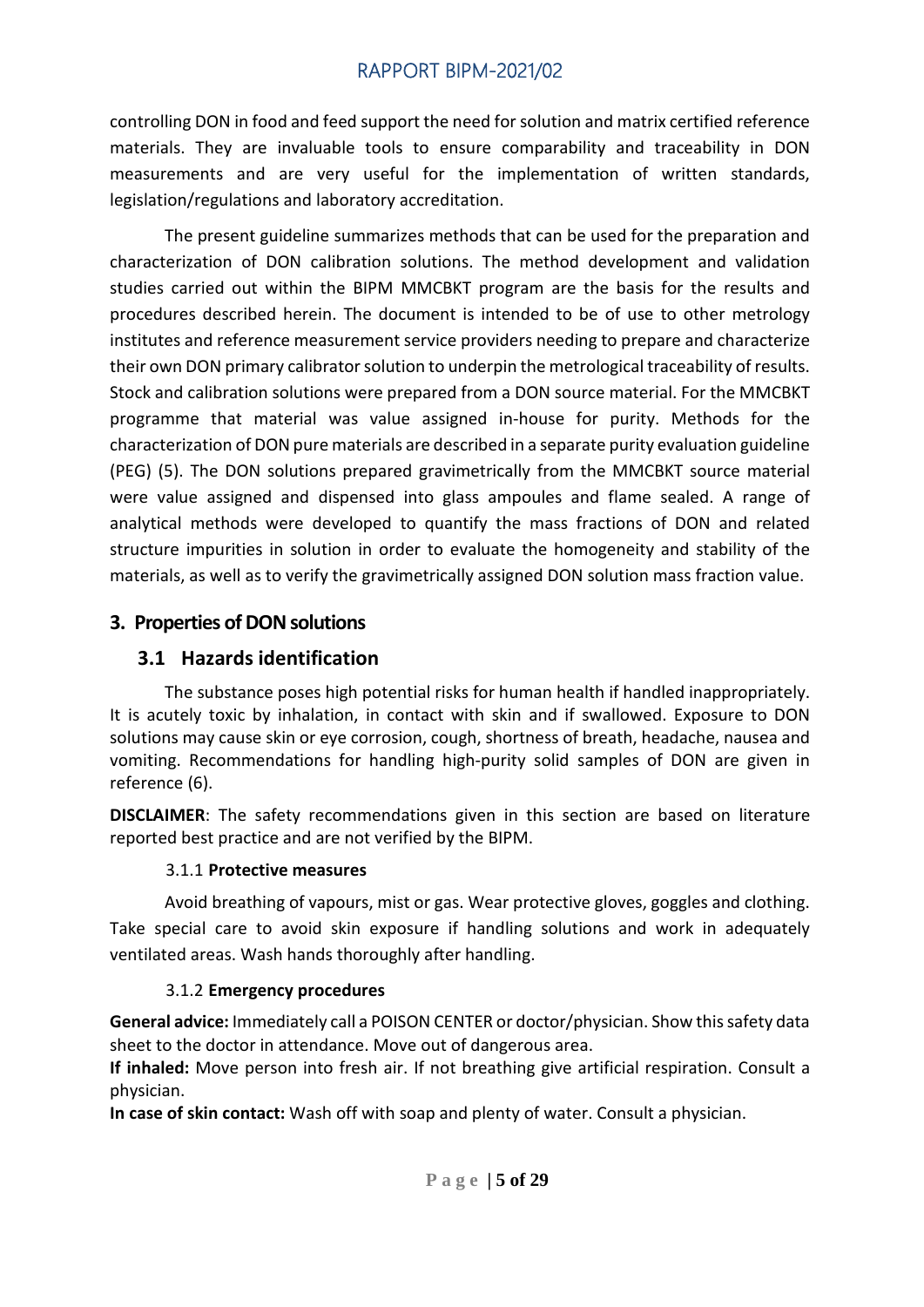controlling DON in food and feed support the need for solution and matrix certified reference materials. They are invaluable tools to ensure comparability and traceability in DON measurements and are very useful for the implementation of written standards, legislation/regulations and laboratory accreditation.

The present guideline summarizes methods that can be used for the preparation and characterization of DON calibration solutions. The method development and validation studies carried out within the BIPM MMCBKT program are the basis for the results and procedures described herein. The document is intended to be of use to other metrology institutes and reference measurement service providers needing to prepare and characterize their own DON primary calibrator solution to underpin the metrological traceability of results. Stock and calibration solutions were prepared from a DON source material. For the MMCBKT programme that material was value assigned in-house for purity. Methods for the characterization of DON pure materials are described in a separate purity evaluation guideline (PEG) (5). The DON solutions prepared gravimetrically from the MMCBKT source material were value assigned and dispensed into glass ampoules and flame sealed. A range of analytical methods were developed to quantify the mass fractions of DON and related structure impurities in solution in order to evaluate the homogeneity and stability of the materials, as well as to verify the gravimetrically assigned DON solution mass fraction value.

## 3. Properties of DON solutions

### 3.1 Hazards identification

The substance poses high potential risks for human health if handled inappropriately. It is acutely toxic by inhalation, in contact with skin and if swallowed. Exposure to DON solutions may cause skin or eye corrosion, cough, shortness of breath, headache, nausea and vomiting. Recommendations for handling high-purity solid samples of DON are given in reference (6).

**DISCLAIMER**: The safety recommendations given in this section are based on literature reported best practice and are not verified by the BIPM.

#### 3.1.1 Protective measures

Avoid breathing of vapours, mist or gas. Wear protective gloves, goggles and clothing. Take special care to avoid skin exposure if handling solutions and work in adequately ventilated areas. Wash hands thoroughly after handling.

#### 3.1.2 Emergency procedures

**General advice:** Immediately call a POISON CENTER or doctor/physician. Show this safety data sheet to the doctor in attendance. Move out of dangerous area.
**If inhaled:** Move person into fresh air. If not breathing give artificial respiration. Consult a physician.
**In case of skin contact:** Wash off with soap and plenty of water. Consult a physician.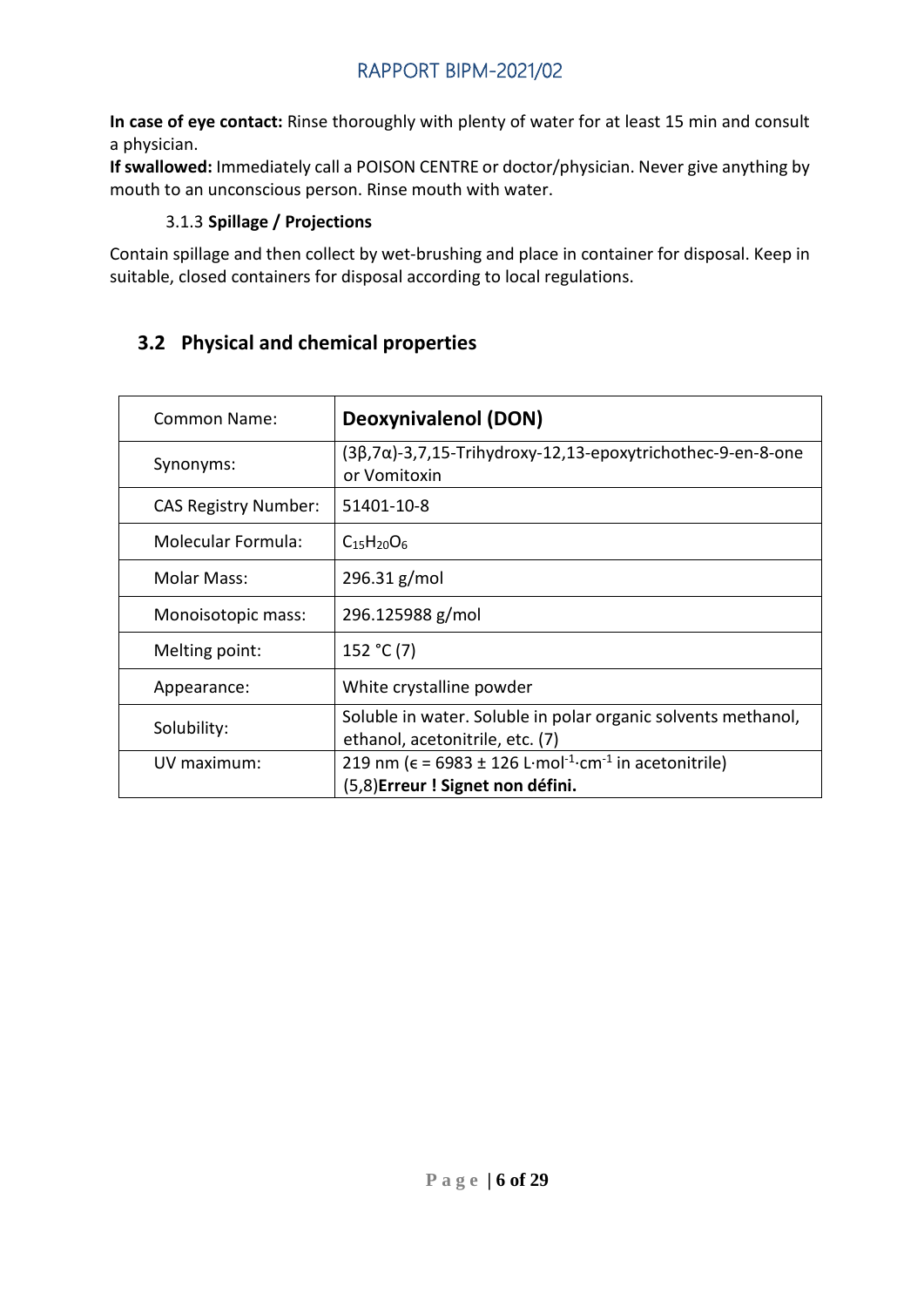**In case of eye contact:** Rinse thoroughly with plenty of water for at least 15 min and consult a physician.
**If swallowed:** Immediately call a POISON CENTRE or doctor/physician. Never give anything by mouth to an unconscious person. Rinse mouth with water.

#### 3.1.3 Spillage / Projections

Contain spillage and then collect by wet-brushing and place in container for disposal. Keep in suitable, closed containers for disposal according to local regulations.

## 3.2 Physical and chemical properties

| Common Name: | **Deoxynivalenol (DON)** |
|---|---|
| Synonyms: | (3β,7α)-3,7,15-Trihydroxy-12,13-epoxytrichothec-9-en-8-one or Vomitoxin |
| CAS Registry Number: | 51401-10-8 |
| Molecular Formula: | $C_{15}H_{20}O_6$ |
| Molar Mass: | 296.31 g/mol |
| Monoisotopic mass: | 296.125988 g/mol |
| Melting point: | 152 °C (7) |
| Appearance: | White crystalline powder |
| Solubility: | Soluble in water. Soluble in polar organic solvents methanol, ethanol, acetonitrile, etc. (7) |
| UV maximum: | 219 nm (ϵ = 6983 ± 126 $L \cdot mol^{-1} \cdot cm^{-1}$ in acetonitrile) (5,8)**Erreur ! Signet non défini.** |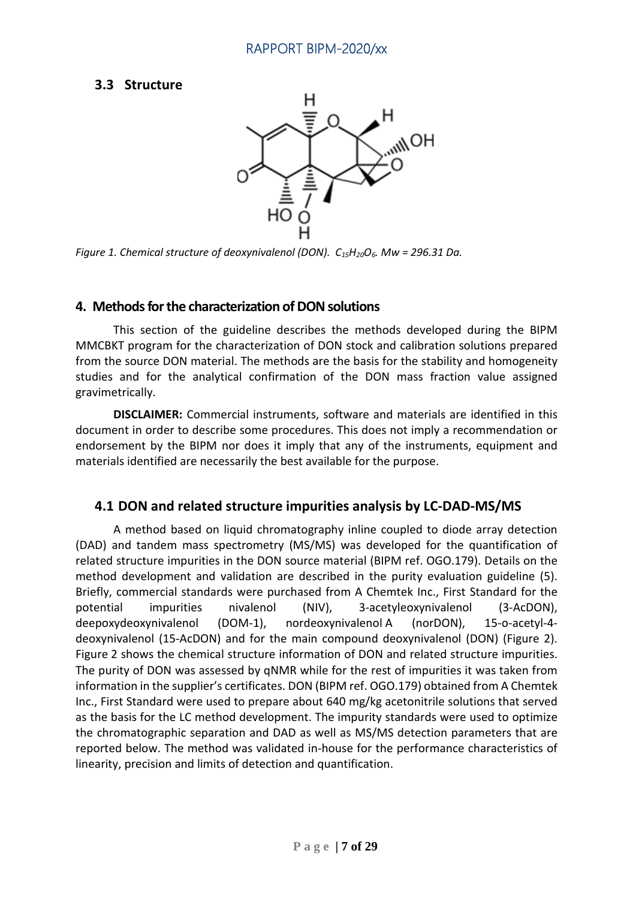### 3.3 Structure

*Figure 1. Chemical structure of deoxynivalenol (DON). $C_{15}H_{20}O_6$. Mw = 296.31 Da.*

## 4. Methods for the characterization of DON solutions

This section of the guideline describes the methods developed during the BIPM MMCBKT program for the characterization of DON stock and calibration solutions prepared from the source DON material. The methods are the basis for the stability and homogeneity studies and for the analytical confirmation of the DON mass fraction value assigned gravimetrically.

**DISCLAIMER:** Commercial instruments, software and materials are identified in this document in order to describe some procedures. This does not imply a recommendation or endorsement by the BIPM nor does it imply that any of the instruments, equipment and materials identified are necessarily the best available for the purpose.

### 4.1 DON and related structure impurities analysis by LC-DAD-MS/MS

A method based on liquid chromatography inline coupled to diode array detection (DAD) and tandem mass spectrometry (MS/MS) was developed for the quantification of related structure impurities in the DON source material (BIPM ref. OGO.179). Details on the method development and validation are described in the purity evaluation guideline (5). Briefly, commercial standards were purchased from A Chemtek Inc., First Standard for the potential impurities nivalenol (NIV), 3-acetyleoxynivalenol (3-AcDON), deepoxydeoxynivalenol (DOM-1), nordeoxynivalenol A (norDON), 15-o-acetyl-4-deoxynivalenol (15-AcDON) and for the main compound deoxynivalenol (DON) (Figure 2). Figure 2 shows the chemical structure information of DON and related structure impurities. The purity of DON was assessed by qNMR while for the rest of impurities it was taken from information in the supplier's certificates. DON (BIPM ref. OGO.179) obtained from A Chemtek Inc., First Standard were used to prepare about 640 mg/kg acetonitrile solutions that served as the basis for the LC method development. The impurity standards were used to optimize the chromatographic separation and DAD as well as MS/MS detection parameters that are reported below. The method was validated in-house for the performance characteristics of linearity, precision and limits of detection and quantification.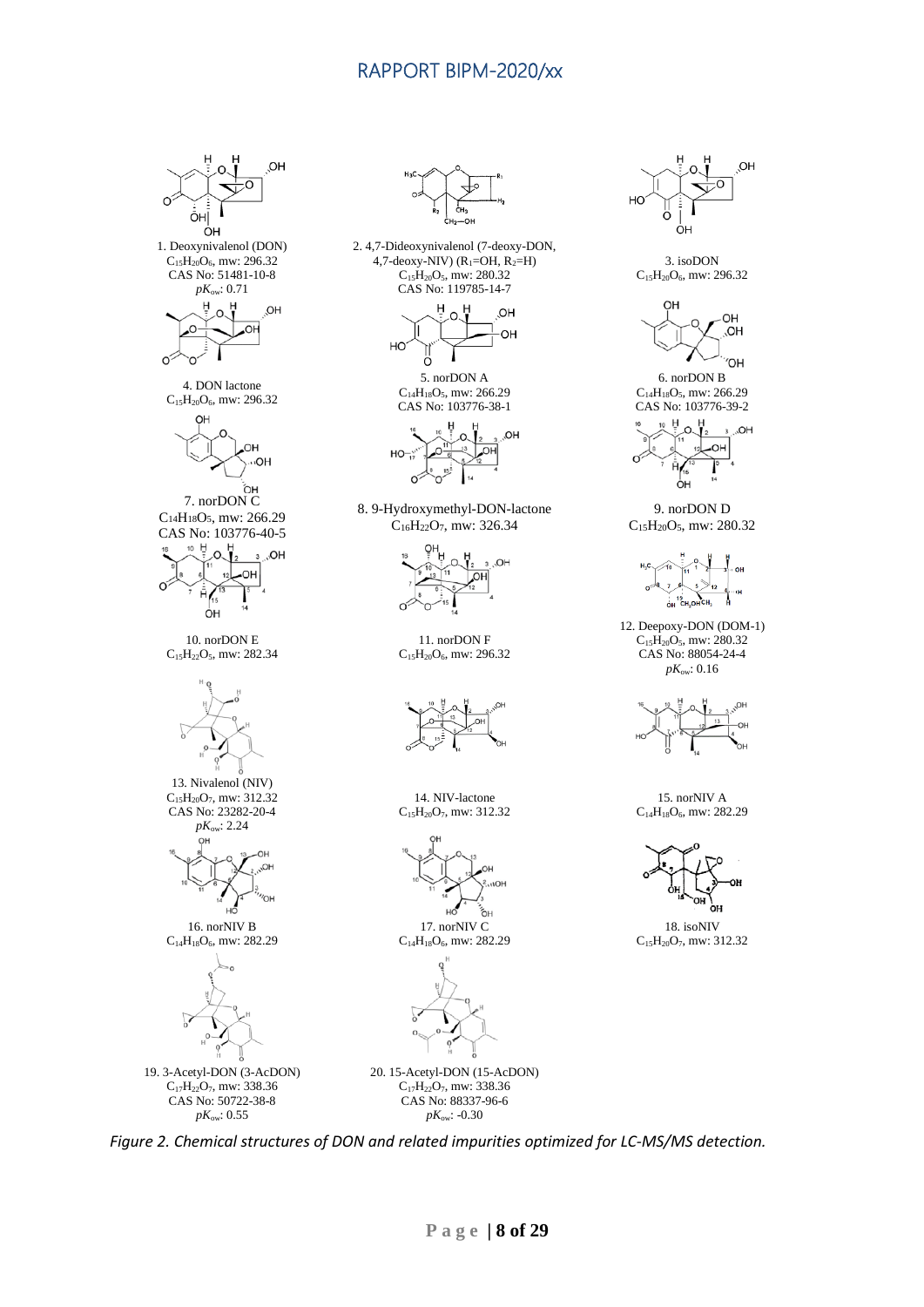1. Deoxynivalenol (DON)
$C_{15}H_{20}O_6$, mw: 296.32
CAS No: 51481-10-8
$pK_{ow}$: 0.71

2. 4,7-Dideoxynivalenol (7-deoxy-DON, 4,7-deoxy-NIV) ($R_1$=OH, $R_2$=H)
$C_{15}H_{20}O_5$, mw: 280.32
CAS No: 119785-14-7

3. isoDON
$C_{15}H_{20}O_6$, mw: 296.32

4. DON lactone
$C_{15}H_{20}O_6$, mw: 296.32

5. norDON A
$C_{14}H_{18}O_5$, mw: 266.29
CAS No: 103776-38-1

6. norDON B
$C_{14}H_{18}O_5$, mw: 266.29
CAS No: 103776-39-2

7. norDON C
$C_{14}H_{18}O_5$, mw: 266.29
CAS No: 103776-40-5

8. 9-Hydroxymethyl-DON-lactone
$C_{16}H_{22}O_7$, mw: 326.34

9. norDON D
$C_{15}H_{20}O_5$, mw: 280.32

10. norDON E
$C_{15}H_{22}O_5$, mw: 282.34

11. norDON F
$C_{15}H_{20}O_6$, mw: 296.32

12. Deepoxy-DON (DOM-1)
$C_{15}H_{20}O_5$, mw: 280.32
CAS No: 88054-24-4
$pK_{ow}$: 0.16

13. Nivalenol (NIV)
$C_{15}H_{20}O_7$, mw: 312.32
CAS No: 23282-20-4
$pK_{ow}$: 2.24

14. NIV-lactone
$C_{15}H_{20}O_7$, mw: 312.32

15. norNIV A
$C_{14}H_{18}O_6$, mw: 282.29

16. norNIV B
$C_{14}H_{18}O_6$, mw: 282.29

17. norNIV C
$C_{14}H_{18}O_6$, mw: 282.29

18. isoNIV
$C_{15}H_{20}O_7$, mw: 312.32

19. 3-Acetyl-DON (3-AcDON)
$C_{17}H_{22}O_7$, mw: 338.36
CAS No: 50722-38-8
$pK_{ow}$: 0.55

20. 15-Acetyl-DON (15-AcDON)
$C_{17}H_{22}O_7$, mw: 338.36
CAS No: 88337-96-6
$pK_{ow}$: -0.30

*Figure 2. Chemical structures of DON and related impurities optimized for LC-MS/MS detection.*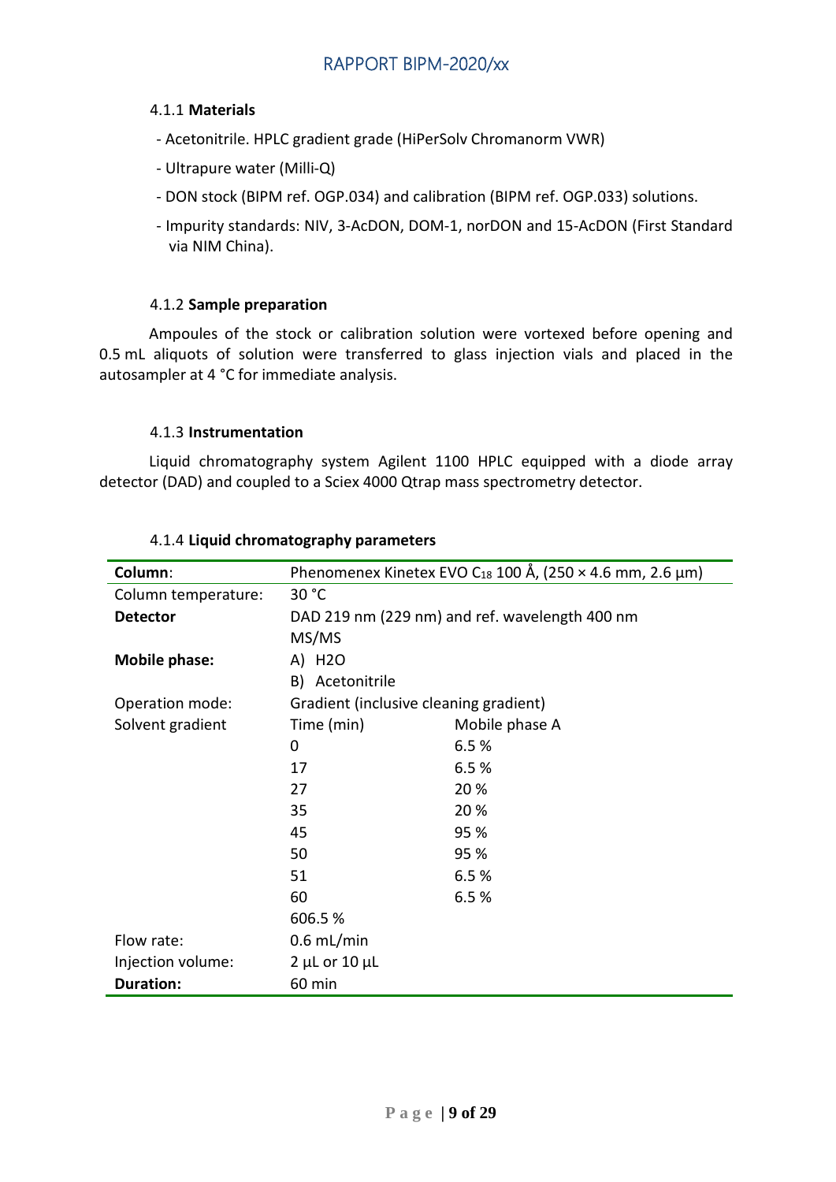#### 4.1.1 **Materials**

- Acetonitrile. HPLC gradient grade (HiPerSolv Chromanorm VWR)
- Ultrapure water (Milli-Q)
- DON stock (BIPM ref. OGP.034) and calibration (BIPM ref. OGP.033) solutions.
- Impurity standards: NIV, 3-AcDON, DOM-1, norDON and 15-AcDON (First Standard via NIM China).

#### 4.1.2 **Sample preparation**

Ampoules of the stock or calibration solution were vortexed before opening and 0.5 mL aliquots of solution were transferred to glass injection vials and placed in the autosampler at 4 °C for immediate analysis.

#### 4.1.3 **Instrumentation**

Liquid chromatography system Agilent 1100 HPLC equipped with a diode array detector (DAD) and coupled to a Sciex 4000 Qtrap mass spectrometry detector.

#### 4.1.4 **Liquid chromatography parameters**

| **Column**: | Phenomenex Kinetex EVO $C_{18}$ 100 Å, (250 × 4.6 mm, 2.6 µm) | |
|---|---|---|
| Column temperature: | 30 °C | |
| **Detector** | DAD 219 nm (229 nm) and ref. wavelength 400 nm | |
| | MS/MS | |
| **Mobile phase:** | A) H2O | |
| | B) Acetonitrile | |
| Operation mode: | Gradient (inclusive cleaning gradient) | |
| Solvent gradient | Time (min) | Mobile phase A |
| | 0 | 6.5 % |
| | 17 | 6.5 % |
| | 27 | 20 % |
| | 35 | 20 % |
| | 45 | 95 % |
| | 50 | 95 % |
| | 51 | 6.5 % |
| | 60 | 6.5 % |
| | 606.5 % | |
| Flow rate: | 0.6 mL/min | |
| Injection volume: | 2 µL or 10 µL | |
| **Duration:** | 60 min | |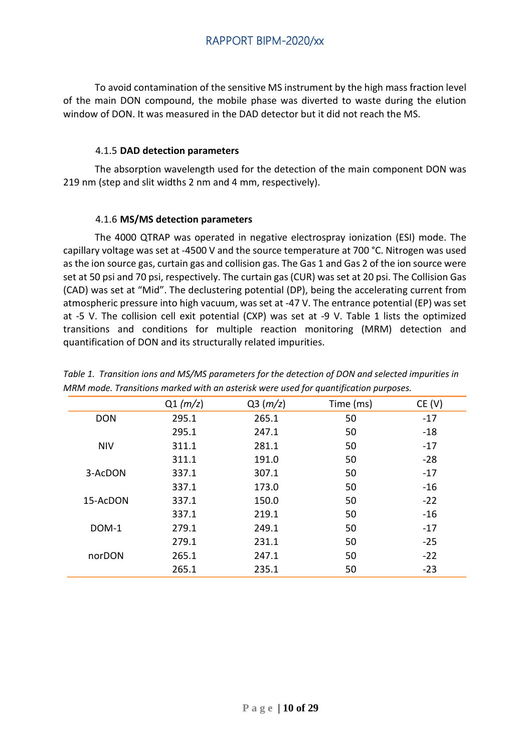To avoid contamination of the sensitive MS instrument by the high mass fraction level of the main DON compound, the mobile phase was diverted to waste during the elution window of DON. It was measured in the DAD detector but it did not reach the MS.

#### 4.1.5 **DAD detection parameters**

The absorption wavelength used for the detection of the main component DON was 219 nm (step and slit widths 2 nm and 4 mm, respectively).

#### 4.1.6 **MS/MS detection parameters**

The 4000 QTRAP was operated in negative electrospray ionization (ESI) mode. The capillary voltage was set at -4500 V and the source temperature at 700 °C. Nitrogen was used as the ion source gas, curtain gas and collision gas. The Gas 1 and Gas 2 of the ion source were set at 50 psi and 70 psi, respectively. The curtain gas (CUR) was set at 20 psi. The Collision Gas (CAD) was set at "Mid". The declustering potential (DP), being the accelerating current from atmospheric pressure into high vacuum, was set at -47 V. The entrance potential (EP) was set at -5 V. The collision cell exit potential (CXP) was set at -9 V. Table 1 lists the optimized transitions and conditions for multiple reaction monitoring (MRM) detection and quantification of DON and its structurally related impurities.

*Table 1. Transition ions and MS/MS parameters for the detection of DON and selected impurities in MRM mode. Transitions marked with an asterisk were used for quantification purposes.*

| | Q1 (*m/z*) | Q3 (*m/z*) | Time (ms) | CE (V) |
|---|---|---|---|---|
| DON | 295.1 | 265.1 | 50 | -17 |
| | 295.1 | 247.1 | 50 | -18 |
| NIV | 311.1 | 281.1 | 50 | -17 |
| | 311.1 | 191.0 | 50 | -28 |
| 3-AcDON | 337.1 | 307.1 | 50 | -17 |
| | 337.1 | 173.0 | 50 | -16 |
| 15-AcDON | 337.1 | 150.0 | 50 | -22 |
| | 337.1 | 219.1 | 50 | -16 |
| DOM-1 | 279.1 | 249.1 | 50 | -17 |
| | 279.1 | 231.1 | 50 | -25 |
| norDON | 265.1 | 247.1 | 50 | -22 |
| | 265.1 | 235.1 | 50 | -23 |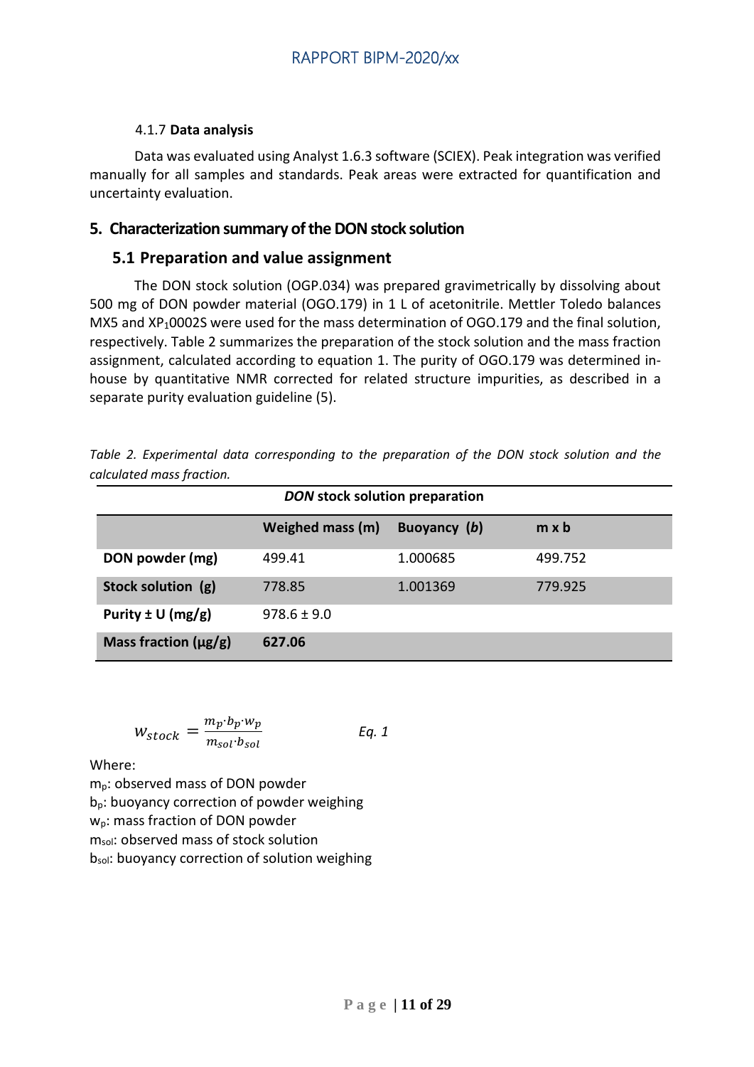#### 4.1.7 **Data analysis**

Data was evaluated using Analyst 1.6.3 software (SCIEX). Peak integration was verified manually for all samples and standards. Peak areas were extracted for quantification and uncertainty evaluation.

## 5. Characterization summary of the DON stock solution

### 5.1 Preparation and value assignment

The DON stock solution (OGP.034) was prepared gravimetrically by dissolving about 500 mg of DON powder material (OGO.179) in 1 L of acetonitrile. Mettler Toledo balances MX5 and $XP_10002S$ were used for the mass determination of OGO.179 and the final solution, respectively. Table 2 summarizes the preparation of the stock solution and the mass fraction assignment, calculated according to equation 1. The purity of OGO.179 was determined in-house by quantitative NMR corrected for related structure impurities, as described in a separate purity evaluation guideline (5).

*Table 2. Experimental data corresponding to the preparation of the DON stock solution and the calculated mass fraction.*

| ***DON*** **stock solution preparation** | | | |
|---|---|---|---|
| | **Weighed mass (m)** | **Buoyancy (*b*)** | **m x b** |
| **DON powder (mg)** | 499.41 | 1.000685 | 499.752 |
| **Stock solution (g)** | 778.85 | 1.001369 | 779.925 |
| **Purity ± U (mg/g)** | 978.6 ± 9.0 | | |
| **Mass fraction (µg/g)** | **627.06** | | |

$$w_{stock} = \frac{m_p \cdot b_p \cdot w_p}{m_{sol} \cdot b_{sol}} \qquad \textit{Eq. 1}$$

Where:

$m_p$: observed mass of DON powder
$b_p$: buoyancy correction of powder weighing
$w_p$: mass fraction of DON powder
$m_{sol}$: observed mass of stock solution
$b_{sol}$: buoyancy correction of solution weighing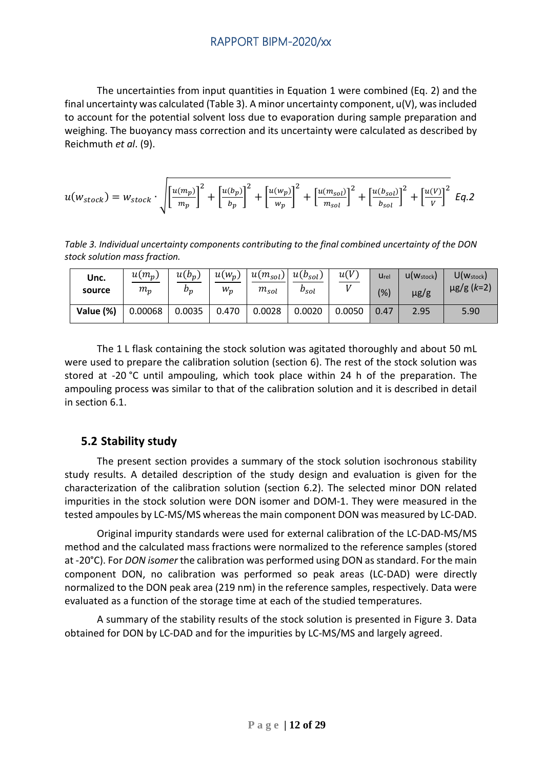The uncertainties from input quantities in Equation 1 were combined (Eq. 2) and the final uncertainty was calculated (Table 3). A minor uncertainty component, u(V), was included to account for the potential solvent loss due to evaporation during sample preparation and weighing. The buoyancy mass correction and its uncertainty were calculated as described by Reichmuth *et al*. (9).

$$u(w_{stock}) = w_{stock} \cdot \sqrt{\left[\frac{u(m_p)}{m_p}\right]^2 + \left[\frac{u(b_p)}{b_p}\right]^2 + \left[\frac{u(w_p)}{w_p}\right]^2 + \left[\frac{u(m_{sol})}{m_{sol}}\right]^2 + \left[\frac{u(b_{sol})}{b_{sol}}\right]^2 + \left[\frac{u(V)}{V}\right]^2} \quad Eq.2$$

*Table 3. Individual uncertainty components contributing to the final combined uncertainty of the DON stock solution mass fraction.*

| Unc. source | $\frac{u(m_p)}{m_p}$ | $\frac{u(b_p)}{b_p}$ | $\frac{u(w_p)}{w_p}$ | $\frac{u(m_{sol})}{m_{sol}}$ | $\frac{u(b_{sol})}{b_{sol}}$ | $\frac{u(V)}{V}$ | $u_{rel}$ (%) | $u(w_{stock})$ µg/g | $U(w_{stock})$ µg/g ($k$=2) |
|---|---|---|---|---|---|---|---|---|---|
| **Value (%)** | 0.00068 | 0.0035 | 0.470 | 0.0028 | 0.0020 | 0.0050 | 0.47 | 2.95 | 5.90 |

The 1 L flask containing the stock solution was agitated thoroughly and about 50 mL were used to prepare the calibration solution (section 6). The rest of the stock solution was stored at -20 °C until ampouling, which took place within 24 h of the preparation. The ampouling process was similar to that of the calibration solution and it is described in detail in section 6.1.

## 5.2 Stability study

The present section provides a summary of the stock solution isochronous stability study results. A detailed description of the study design and evaluation is given for the characterization of the calibration solution (section 6.2). The selected minor DON related impurities in the stock solution were DON isomer and DOM-1. They were measured in the tested ampoules by LC-MS/MS whereas the main component DON was measured by LC-DAD.

Original impurity standards were used for external calibration of the LC-DAD-MS/MS method and the calculated mass fractions were normalized to the reference samples (stored at -20°C). For *DON isomer* the calibration was performed using DON as standard. For the main component DON, no calibration was performed so peak areas (LC-DAD) were directly normalized to the DON peak area (219 nm) in the reference samples, respectively. Data were evaluated as a function of the storage time at each of the studied temperatures.

A summary of the stability results of the stock solution is presented in Figure 3. Data obtained for DON by LC-DAD and for the impurities by LC-MS/MS and largely agreed.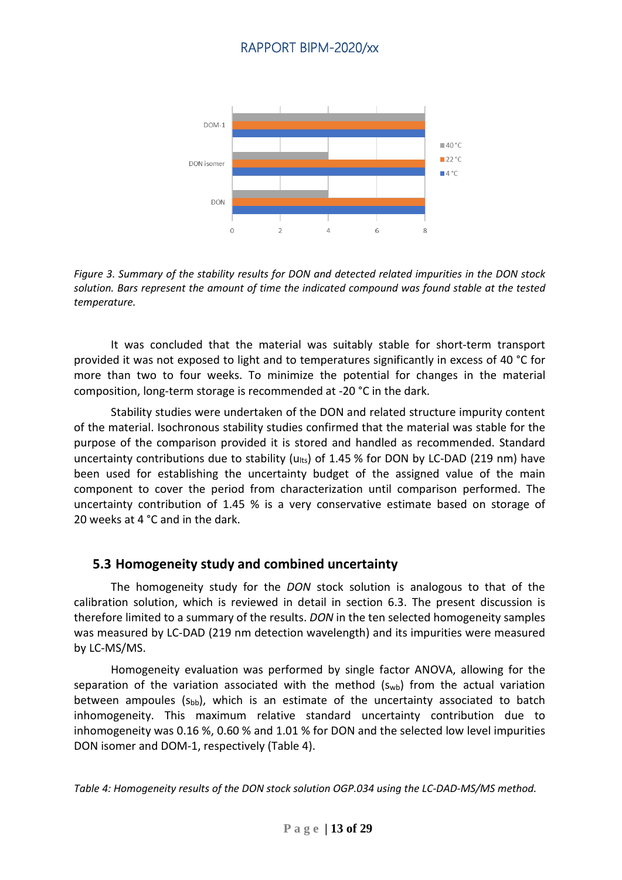*Figure 3. Summary of the stability results for DON and detected related impurities in the DON stock solution. Bars represent the amount of time the indicated compound was found stable at the tested temperature.*

It was concluded that the material was suitably stable for short-term transport provided it was not exposed to light and to temperatures significantly in excess of 40 °C for more than two to four weeks. To minimize the potential for changes in the material composition, long-term storage is recommended at -20 °C in the dark.

Stability studies were undertaken of the DON and related structure impurity content of the material. Isochronous stability studies confirmed that the material was stable for the purpose of the comparison provided it is stored and handled as recommended. Standard uncertainty contributions due to stability ($u_{lts}$) of 1.45 % for DON by LC-DAD (219 nm) have been used for establishing the uncertainty budget of the assigned value of the main component to cover the period from characterization until comparison performed. The uncertainty contribution of 1.45 % is a very conservative estimate based on storage of 20 weeks at 4 °C and in the dark.

### 5.3 Homogeneity study and combined uncertainty

The homogeneity study for the *DON* stock solution is analogous to that of the calibration solution, which is reviewed in detail in section 6.3. The present discussion is therefore limited to a summary of the results. *DON* in the ten selected homogeneity samples was measured by LC-DAD (219 nm detection wavelength) and its impurities were measured by LC-MS/MS.

Homogeneity evaluation was performed by single factor ANOVA, allowing for the separation of the variation associated with the method ($s_{wb}$) from the actual variation between ampoules ($s_{bb}$), which is an estimate of the uncertainty associated to batch inhomogeneity. This maximum relative standard uncertainty contribution due to inhomogeneity was 0.16 %, 0.60 % and 1.01 % for DON and the selected low level impurities DON isomer and DOM-1, respectively (Table 4).

*Table 4: Homogeneity results of the DON stock solution OGP.034 using the LC-DAD-MS/MS method.*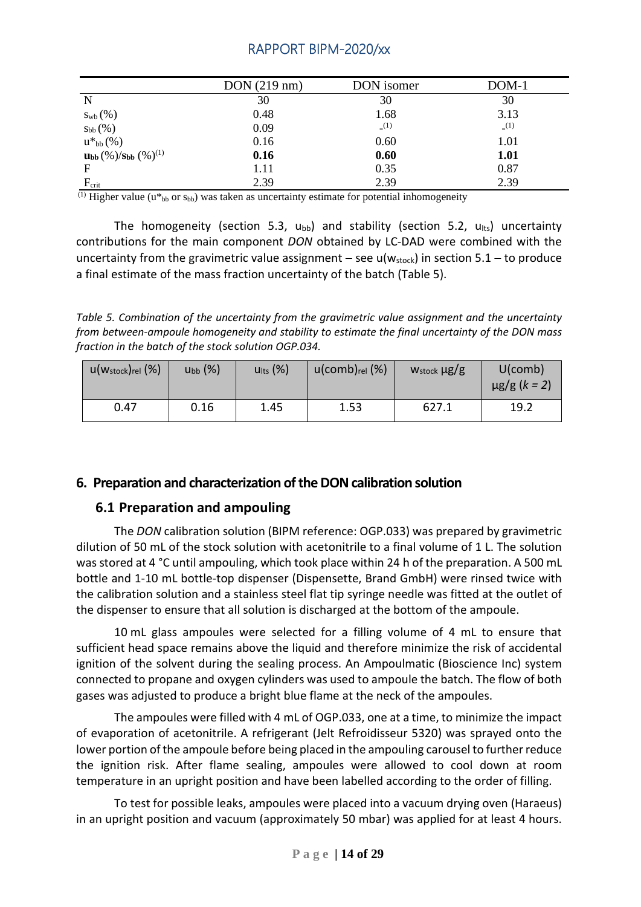| | DON (219 nm) | DON isomer | DOM-1 |
|---|---|---|---|
| N | 30 | 30 | 30 |
| $s_{wb}$ (%) | 0.48 | 1.68 | 3.13 |
| $s_{bb}$ (%) | 0.09 | -[1] | -[1] |
| $u^*_{bb}$ (%) | 0.16 | 0.60 | 1.01 |
| **$u_{bb}$ (%)/$s_{bb}$ (%)**[1] | **0.16** | **0.60** | **1.01** |
| F | 1.11 | 0.35 | 0.87 |
| $F_{crit}$ | 2.39 | 2.39 | 2.39 |

[1] Higher value ($u^*_{bb}$ or $s_{bb}$) was taken as uncertainty estimate for potential inhomogeneity

The homogeneity (section 5.3, $u_{bb}$) and stability (section 5.2, $u_{lts}$) uncertainty contributions for the main component *DON* obtained by LC-DAD were combined with the uncertainty from the gravimetric value assignment – see $u(w_{stock})$ in section 5.1 – to produce a final estimate of the mass fraction uncertainty of the batch (Table 5).

*Table 5. Combination of the uncertainty from the gravimetric value assignment and the uncertainty from between-ampoule homogeneity and stability to estimate the final uncertainty of the DON mass fraction in the batch of the stock solution OGP.034.*

| $u(w_{stock})_{rel}$ (%) | $u_{bb}$ (%) | $u_{lts}$ (%) | $u(comb)_{rel}$ (%) | $w_{stock}$ µg/g | U(comb) µg/g ($k = 2$) |
|---|---|---|---|---|---|
| 0.47 | 0.16 | 1.45 | 1.53 | 627.1 | 19.2 |

## 6. Preparation and characterization of the DON calibration solution

### 6.1 Preparation and ampouling

The *DON* calibration solution (BIPM reference: OGP.033) was prepared by gravimetric dilution of 50 mL of the stock solution with acetonitrile to a final volume of 1 L. The solution was stored at 4 °C until ampouling, which took place within 24 h of the preparation. A 500 mL bottle and 1-10 mL bottle-top dispenser (Dispensette, Brand GmbH) were rinsed twice with the calibration solution and a stainless steel flat tip syringe needle was fitted at the outlet of the dispenser to ensure that all solution is discharged at the bottom of the ampoule.

10 mL glass ampoules were selected for a filling volume of 4 mL to ensure that sufficient head space remains above the liquid and therefore minimize the risk of accidental ignition of the solvent during the sealing process. An Ampoulmatic (Bioscience Inc) system connected to propane and oxygen cylinders was used to ampoule the batch. The flow of both gases was adjusted to produce a bright blue flame at the neck of the ampoules.

The ampoules were filled with 4 mL of OGP.033, one at a time, to minimize the impact of evaporation of acetonitrile. A refrigerant (Jelt Refroidisseur 5320) was sprayed onto the lower portion of the ampoule before being placed in the ampouling carousel to further reduce the ignition risk. After flame sealing, ampoules were allowed to cool down at room temperature in an upright position and have been labelled according to the order of filling.

To test for possible leaks, ampoules were placed into a vacuum drying oven (Haraeus) in an upright position and vacuum (approximately 50 mbar) was applied for at least 4 hours.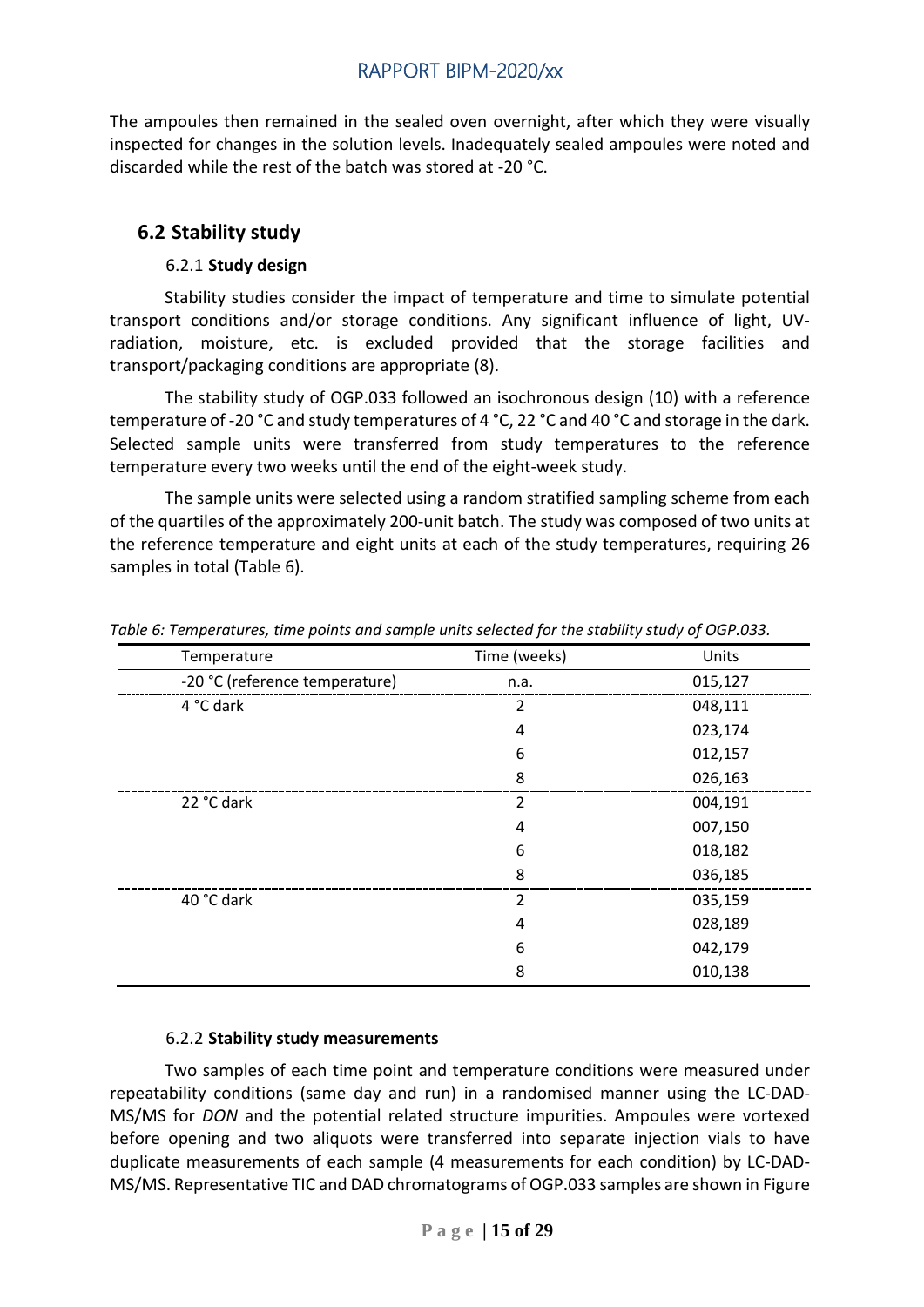The ampoules then remained in the sealed oven overnight, after which they were visually inspected for changes in the solution levels. Inadequately sealed ampoules were noted and discarded while the rest of the batch was stored at -20 °C.

## 6.2 Stability study

### 6.2.1 Study design

Stability studies consider the impact of temperature and time to simulate potential transport conditions and/or storage conditions. Any significant influence of light, UV-radiation, moisture, etc. is excluded provided that the storage facilities and transport/packaging conditions are appropriate (8).

The stability study of OGP.033 followed an isochronous design (10) with a reference temperature of -20 °C and study temperatures of 4 °C, 22 °C and 40 °C and storage in the dark. Selected sample units were transferred from study temperatures to the reference temperature every two weeks until the end of the eight-week study.

The sample units were selected using a random stratified sampling scheme from each of the quartiles of the approximately 200-unit batch. The study was composed of two units at the reference temperature and eight units at each of the study temperatures, requiring 26 samples in total (Table 6).

*Table 6: Temperatures, time points and sample units selected for the stability study of OGP.033.*

| Temperature | Time (weeks) | Units |
|---|---|---|
| -20 °C (reference temperature) | n.a. | 015,127 |
| 4 °C dark | 2 | 048,111 |
| | 4 | 023,174 |
| | 6 | 012,157 |
| | 8 | 026,163 |
| 22 °C dark | 2 | 004,191 |
| | 4 | 007,150 |
| | 6 | 018,182 |
| | 8 | 036,185 |
| 40 °C dark | 2 | 035,159 |
| | 4 | 028,189 |
| | 6 | 042,179 |
| | 8 | 010,138 |

### 6.2.2 Stability study measurements

Two samples of each time point and temperature conditions were measured under repeatability conditions (same day and run) in a randomised manner using the LC-DAD-MS/MS for *DON* and the potential related structure impurities. Ampoules were vortexed before opening and two aliquots were transferred into separate injection vials to have duplicate measurements of each sample (4 measurements for each condition) by LC-DAD-MS/MS. Representative TIC and DAD chromatograms of OGP.033 samples are shown in Figure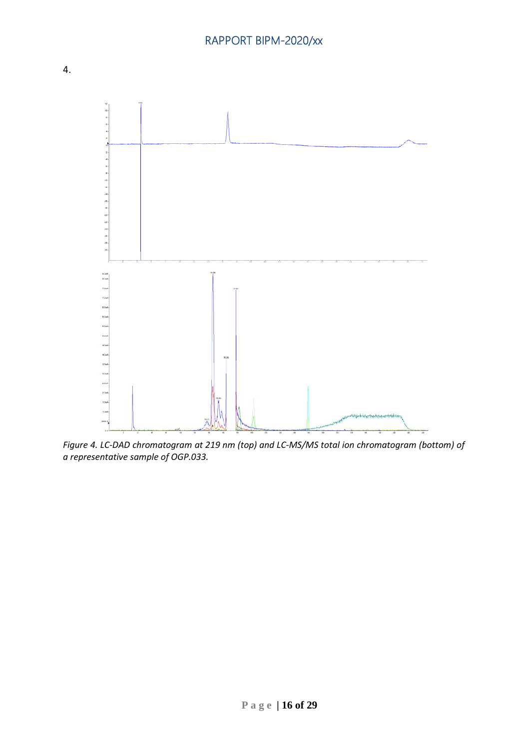4.

*Figure 4. LC-DAD chromatogram at 219 nm (top) and LC-MS/MS total ion chromatogram (bottom) of a representative sample of OGP.033.*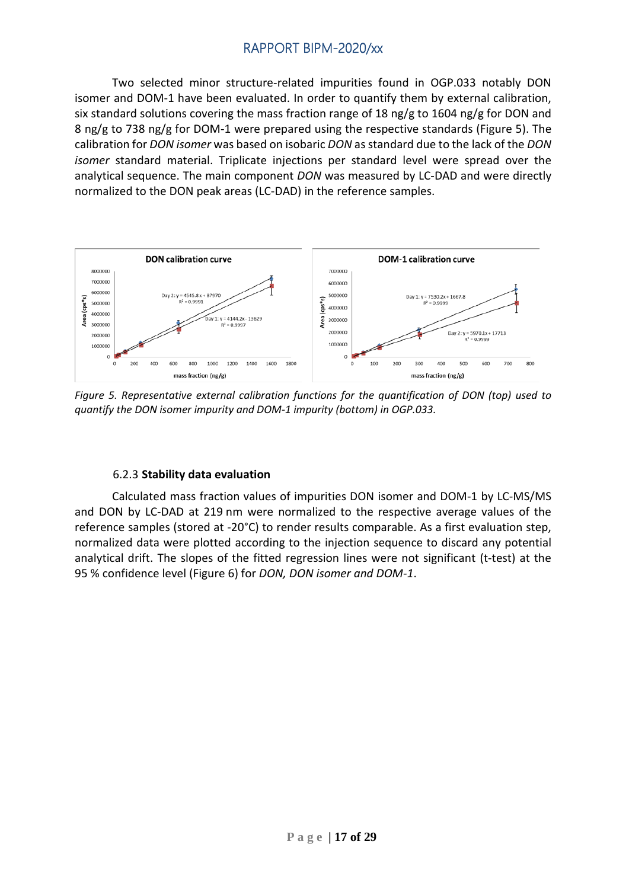Two selected minor structure-related impurities found in OGP.033 notably DON isomer and DOM-1 have been evaluated. In order to quantify them by external calibration, six standard solutions covering the mass fraction range of 18 ng/g to 1604 ng/g for DON and 8 ng/g to 738 ng/g for DOM-1 were prepared using the respective standards (Figure 5). The calibration for *DON isomer* was based on isobaric *DON* as standard due to the lack of the *DON isomer* standard material. Triplicate injections per standard level were spread over the analytical sequence. The main component *DON* was measured by LC-DAD and were directly normalized to the DON peak areas (LC-DAD) in the reference samples.

*Figure 5. Representative external calibration functions for the quantification of DON (top) used to quantify the DON isomer impurity and DOM-1 impurity (bottom) in OGP.033.*

### 6.2.3 **Stability data evaluation**

Calculated mass fraction values of impurities DON isomer and DOM-1 by LC-MS/MS and DON by LC-DAD at 219 nm were normalized to the respective average values of the reference samples (stored at -20°C) to render results comparable. As a first evaluation step, normalized data were plotted according to the injection sequence to discard any potential analytical drift. The slopes of the fitted regression lines were not significant (t-test) at the 95 % confidence level (Figure 6) for *DON, DON isomer and DOM-1*.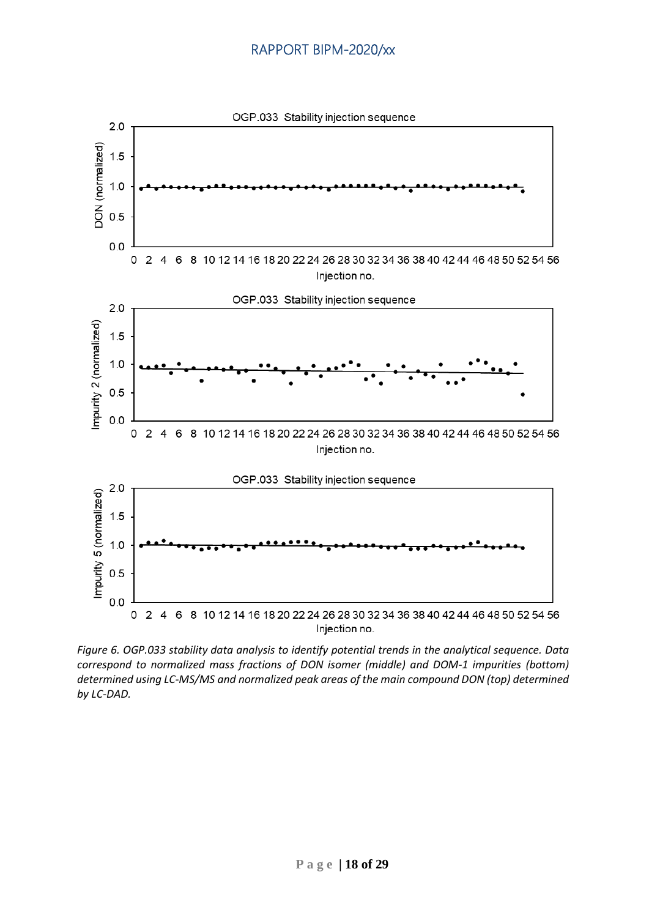OGP.033 Stability injection sequence

OGP.033 Stability injection sequence

OGP.033 Stability injection sequence

*Figure 6. OGP.033 stability data analysis to identify potential trends in the analytical sequence. Data correspond to normalized mass fractions of DON isomer (middle) and DOM-1 impurities (bottom) determined using LC-MS/MS and normalized peak areas of the main compound DON (top) determined by LC-DAD.*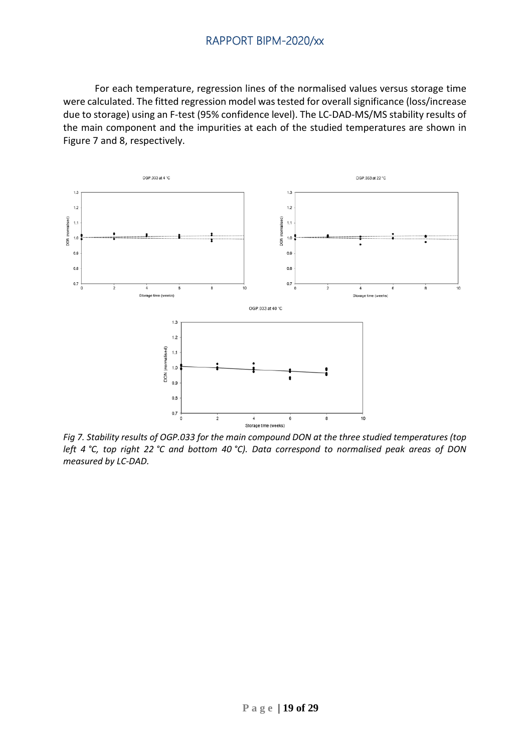For each temperature, regression lines of the normalised values versus storage time were calculated. The fitted regression model was tested for overall significance (loss/increase due to storage) using an F-test (95% confidence level). The LC-DAD-MS/MS stability results of the main component and the impurities at each of the studied temperatures are shown in Figure 7 and 8, respectively.

*Fig 7. Stability results of OGP.033 for the main compound DON at the three studied temperatures (top left 4 °C, top right 22 °C and bottom 40 °C). Data correspond to normalised peak areas of DON measured by LC-DAD.*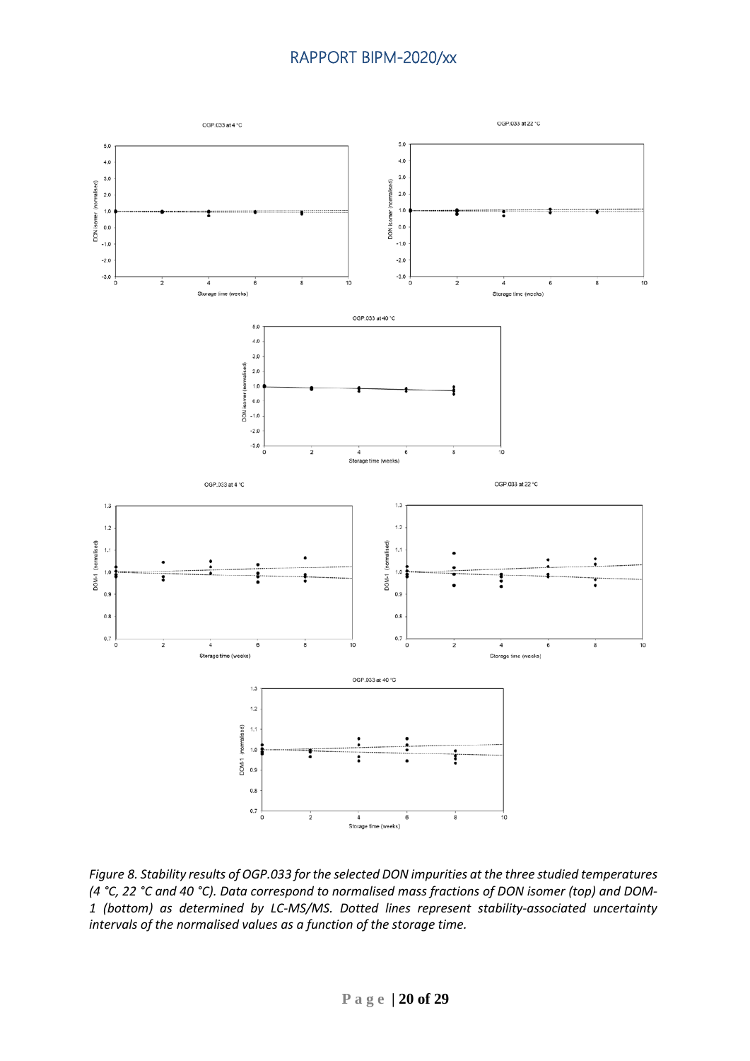*Figure 8. Stability results of OGP.033 for the selected DON impurities at the three studied temperatures (4 °C, 22 °C and 40 °C). Data correspond to normalised mass fractions of DON isomer (top) and DOM-1 (bottom) as determined by LC-MS/MS. Dotted lines represent stability-associated uncertainty intervals of the normalised values as a function of the storage time.*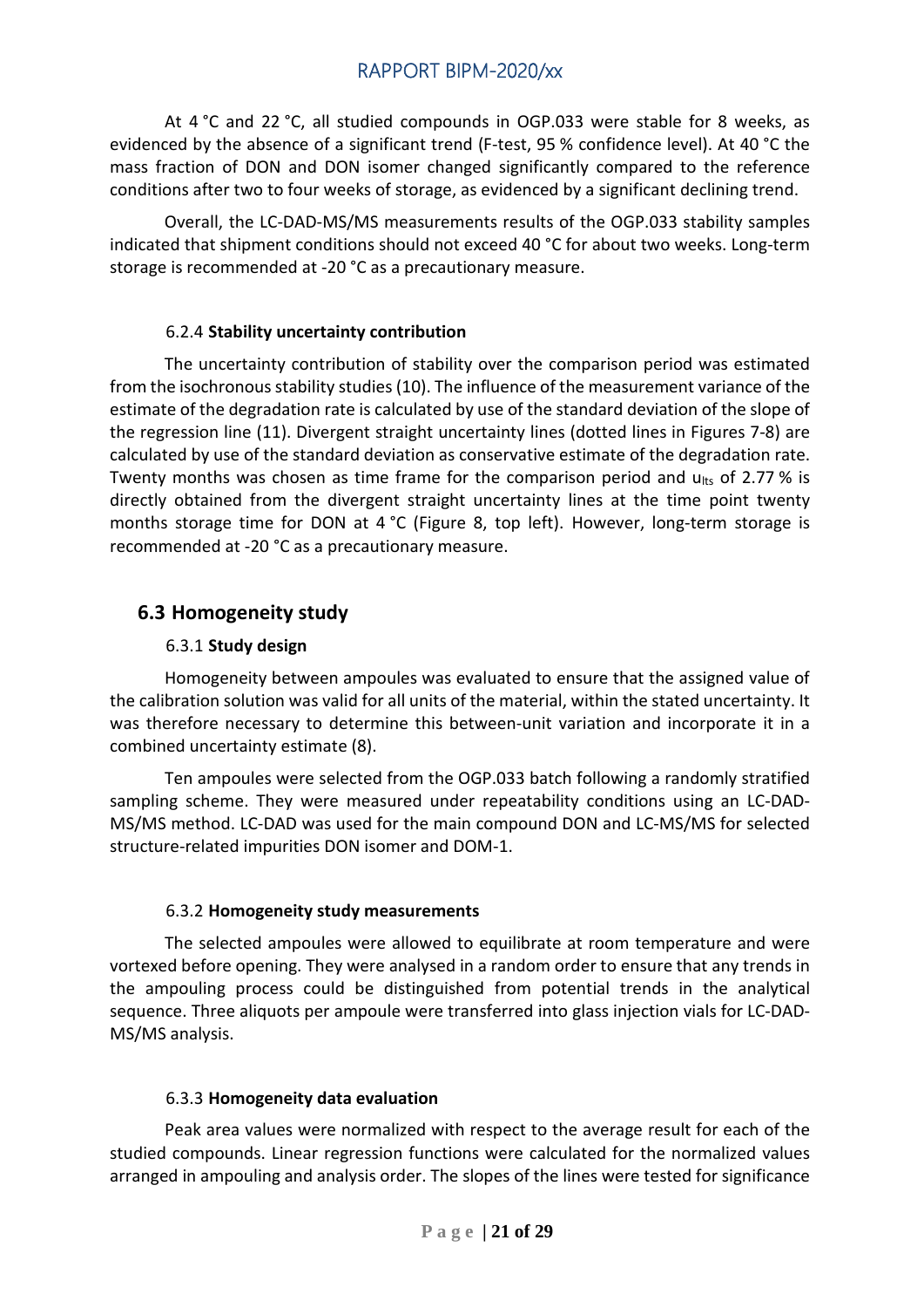At 4 °C and 22 °C, all studied compounds in OGP.033 were stable for 8 weeks, as evidenced by the absence of a significant trend (F-test, 95 % confidence level). At 40 °C the mass fraction of DON and DON isomer changed significantly compared to the reference conditions after two to four weeks of storage, as evidenced by a significant declining trend.

Overall, the LC-DAD-MS/MS measurements results of the OGP.033 stability samples indicated that shipment conditions should not exceed 40 °C for about two weeks. Long-term storage is recommended at -20 °C as a precautionary measure.

#### 6.2.4 **Stability uncertainty contribution**

The uncertainty contribution of stability over the comparison period was estimated from the isochronous stability studies (10). The influence of the measurement variance of the estimate of the degradation rate is calculated by use of the standard deviation of the slope of the regression line (11). Divergent straight uncertainty lines (dotted lines in Figures 7-8) are calculated by use of the standard deviation as conservative estimate of the degradation rate. Twenty months was chosen as time frame for the comparison period and $u_{lts}$ of 2.77 % is directly obtained from the divergent straight uncertainty lines at the time point twenty months storage time for DON at 4 °C (Figure 8, top left). However, long-term storage is recommended at -20 °C as a precautionary measure.

### 6.3 Homogeneity study

#### 6.3.1 **Study design**

Homogeneity between ampoules was evaluated to ensure that the assigned value of the calibration solution was valid for all units of the material, within the stated uncertainty. It was therefore necessary to determine this between-unit variation and incorporate it in a combined uncertainty estimate (8).

Ten ampoules were selected from the OGP.033 batch following a randomly stratified sampling scheme. They were measured under repeatability conditions using an LC-DAD-MS/MS method. LC-DAD was used for the main compound DON and LC-MS/MS for selected structure-related impurities DON isomer and DOM-1.

#### 6.3.2 **Homogeneity study measurements**

The selected ampoules were allowed to equilibrate at room temperature and were vortexed before opening. They were analysed in a random order to ensure that any trends in the ampouling process could be distinguished from potential trends in the analytical sequence. Three aliquots per ampoule were transferred into glass injection vials for LC-DAD-MS/MS analysis.

#### 6.3.3 **Homogeneity data evaluation**

Peak area values were normalized with respect to the average result for each of the studied compounds. Linear regression functions were calculated for the normalized values arranged in ampouling and analysis order. The slopes of the lines were tested for significance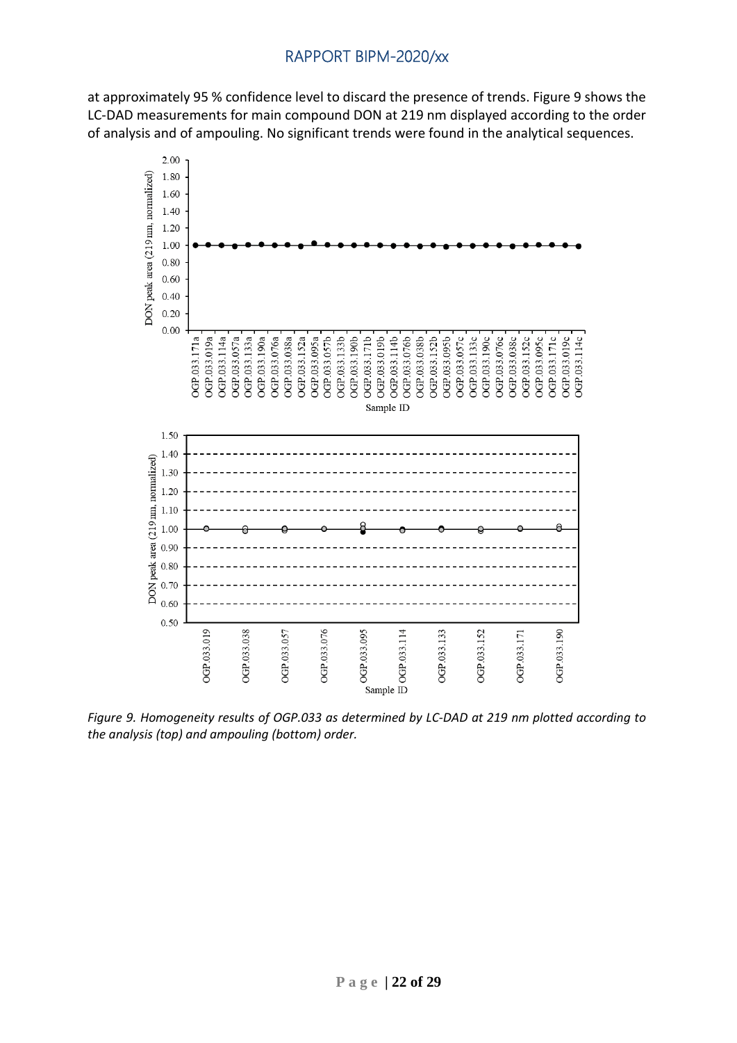at approximately 95 % confidence level to discard the presence of trends. Figure 9 shows the LC-DAD measurements for main compound DON at 219 nm displayed according to the order of analysis and of ampouling. No significant trends were found in the analytical sequences.

*Figure 9. Homogeneity results of OGP.033 as determined by LC-DAD at 219 nm plotted according to the analysis (top) and ampouling (bottom) order.*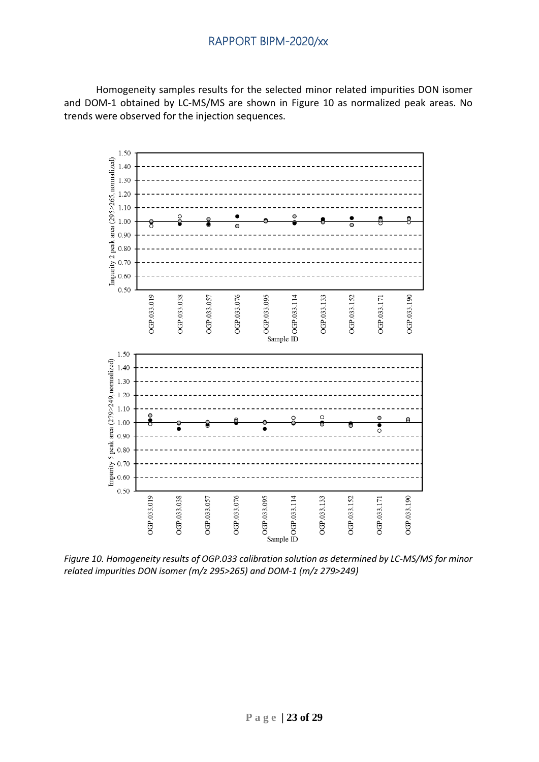Homogeneity samples results for the selected minor related impurities DON isomer and DOM-1 obtained by LC-MS/MS are shown in Figure 10 as normalized peak areas. No trends were observed for the injection sequences.

*Figure 10. Homogeneity results of OGP.033 calibration solution as determined by LC-MS/MS for minor related impurities DON isomer (m/z 295>265) and DOM-1 (m/z 279>249)*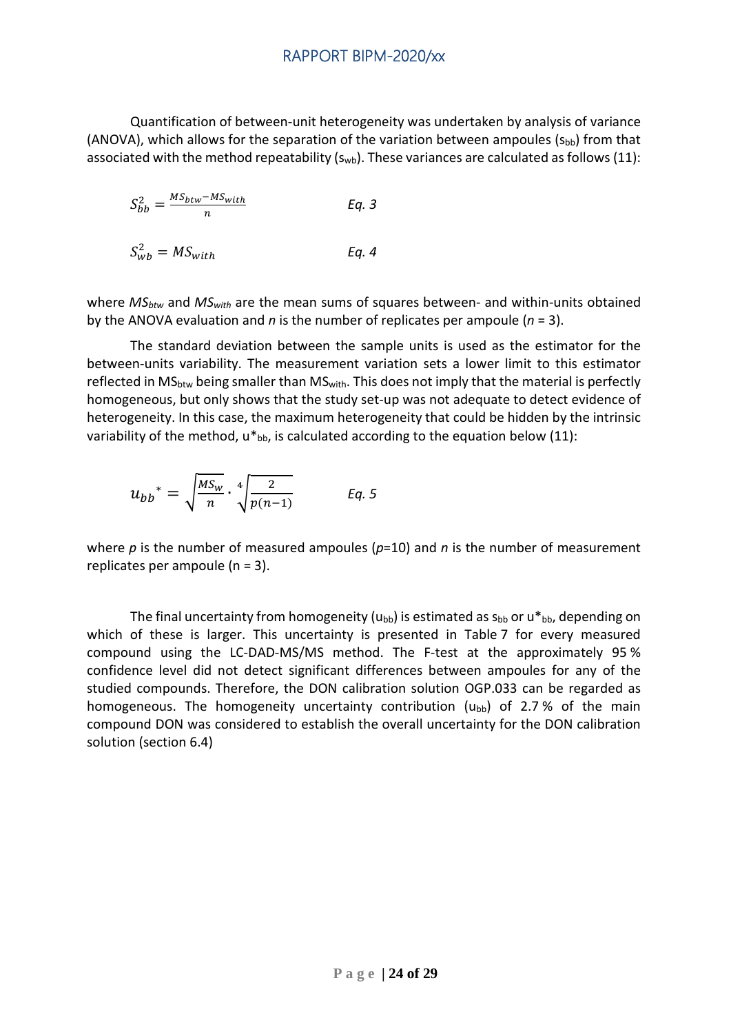Quantification of between-unit heterogeneity was undertaken by analysis of variance (ANOVA), which allows for the separation of the variation between ampoules ($s_{bb}$) from that associated with the method repeatability ($s_{wb}$). These variances are calculated as follows (11):

$$S_{bb}^2 = \frac{MS_{btw} - MS_{with}}{n} \qquad \textit{Eq. 3}$$

$$S_{wb}^2 = MS_{with} \qquad \textit{Eq. 4}$$

where $MS_{btw}$ and $MS_{with}$ are the mean sums of squares between- and within-units obtained by the ANOVA evaluation and $n$ is the number of replicates per ampoule ($n$ = 3).

The standard deviation between the sample units is used as the estimator for the between-units variability. The measurement variation sets a lower limit to this estimator reflected in $MS_{btw}$ being smaller than $MS_{with}$. This does not imply that the material is perfectly homogeneous, but only shows that the study set-up was not adequate to detect evidence of heterogeneity. In this case, the maximum heterogeneity that could be hidden by the intrinsic variability of the method, $u^*_{bb}$, is calculated according to the equation below (11):

$$u_{bb}^* = \sqrt{\frac{MS_w}{n}} \cdot \sqrt[4]{\frac{2}{p(n-1)}} \qquad \textit{Eq. 5}$$

where $p$ is the number of measured ampoules ($p$=10) and $n$ is the number of measurement replicates per ampoule (n = 3).

The final uncertainty from homogeneity ($u_{bb}$) is estimated as $s_{bb}$ or $u^*_{bb}$, depending on which of these is larger. This uncertainty is presented in Table 7 for every measured compound using the LC-DAD-MS/MS method. The F-test at the approximately 95 % confidence level did not detect significant differences between ampoules for any of the studied compounds. Therefore, the DON calibration solution OGP.033 can be regarded as homogeneous. The homogeneity uncertainty contribution ($u_{bb}$) of 2.7 % of the main compound DON was considered to establish the overall uncertainty for the DON calibration solution (section 6.4)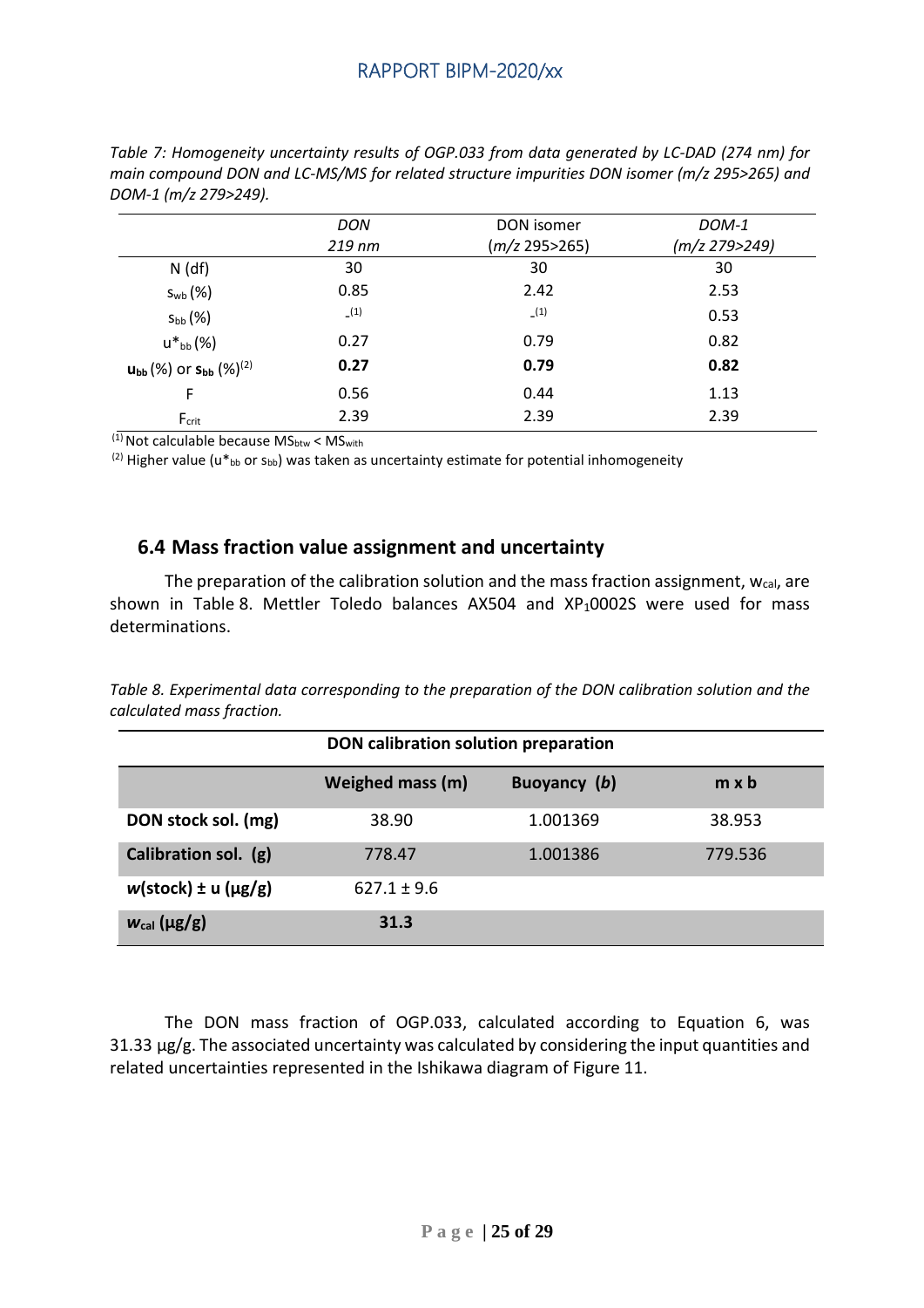*Table 7: Homogeneity uncertainty results of OGP.033 from data generated by LC-DAD (274 nm) for main compound DON and LC-MS/MS for related structure impurities DON isomer (m/z 295>265) and DOM-1 (m/z 279>249).*

| | *DON* *219 nm* | DON isomer (*m/z* 295>265) | *DOM-1* *(m/z 279>249)* |
|---|---|---|---|
| N (df) | 30 | 30 | 30 |
| $s_{wb}$ (%) | 0.85 | 2.42 | 2.53 |
| $s_{bb}$ (%) | -[1] | -[1] | 0.53 |
| $u^*_{bb}$ (%) | 0.27 | 0.79 | 0.82 |
| $\mathbf{u_{bb}}$ (%) or $\mathbf{s_{bb}}$ (%)[2] | **0.27** | **0.79** | **0.82** |
| F | 0.56 | 0.44 | 1.13 |
| $F_{crit}$ | 2.39 | 2.39 | 2.39 |

[1] Not calculable because $MS_{btw} < MS_{with}$

[2] Higher value ($u^*_{bb}$ or $s_{bb}$) was taken as uncertainty estimate for potential inhomogeneity

## 6.4 Mass fraction value assignment and uncertainty

The preparation of the calibration solution and the mass fraction assignment, $w_{cal}$, are shown in Table 8. Mettler Toledo balances AX504 and $XP_10002S$ were used for mass determinations.

*Table 8. Experimental data corresponding to the preparation of the DON calibration solution and the calculated mass fraction.*

| **DON calibration solution preparation** | | | |
|---|---|---|---|
| | **Weighed mass (m)** | **Buoyancy (*b*)** | **m x b** |
| **DON stock sol. (mg)** | 38.90 | 1.001369 | 38.953 |
| **Calibration sol. (g)** | 778.47 | 1.001386 | 779.536 |
| ***w*(stock) ± u (µg/g)** | 627.1 ± 9.6 | | |
| **$w_{cal}$ (µg/g)** | **31.3** | | |

The DON mass fraction of OGP.033, calculated according to Equation 6, was 31.33 µg/g. The associated uncertainty was calculated by considering the input quantities and related uncertainties represented in the Ishikawa diagram of Figure 11.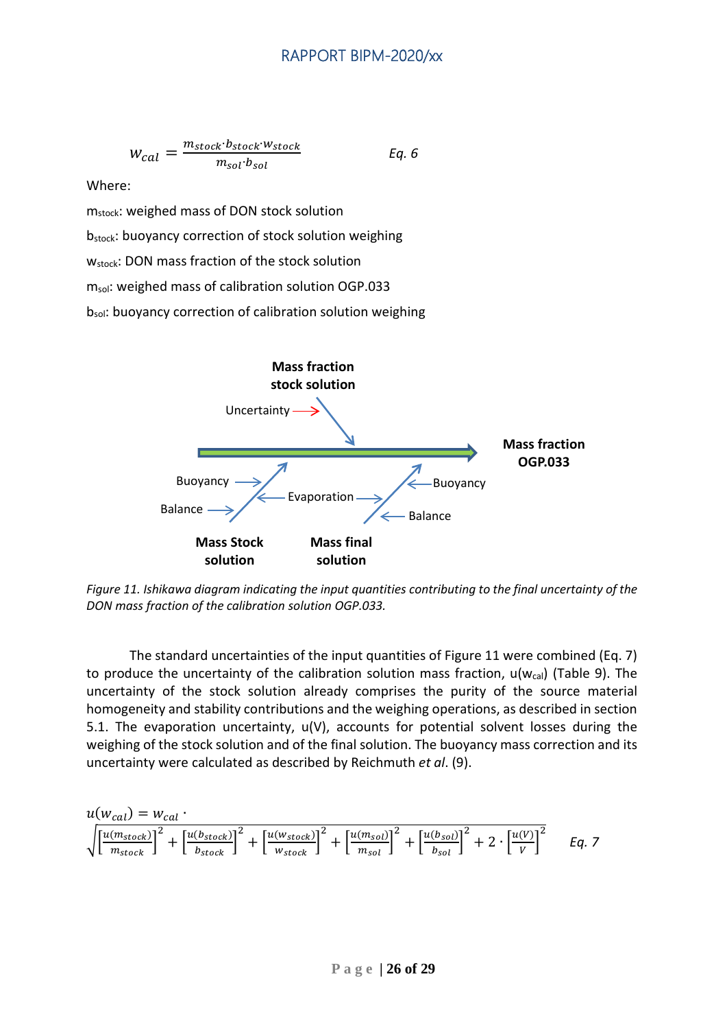$$w_{cal} = \frac{m_{stock} \cdot b_{stock} \cdot w_{stock}}{m_{sol} \cdot b_{sol}} \qquad \textit{Eq. 6}$$

Where:

$m_{stock}$: weighed mass of DON stock solution

$b_{stock}$: buoyancy correction of stock solution weighing

$w_{stock}$: DON mass fraction of the stock solution

$m_{sol}$: weighed mass of calibration solution OGP.033

$b_{sol}$: buoyancy correction of calibration solution weighing

*Figure 11. Ishikawa diagram indicating the input quantities contributing to the final uncertainty of the DON mass fraction of the calibration solution OGP.033.*

The standard uncertainties of the input quantities of Figure 11 were combined (Eq. 7) to produce the uncertainty of the calibration solution mass fraction, $u(w_{cal})$ (Table 9). The uncertainty of the stock solution already comprises the purity of the source material homogeneity and stability contributions and the weighing operations, as described in section 5.1. The evaporation uncertainty, $u(V)$, accounts for potential solvent losses during the weighing of the stock solution and of the final solution. The buoyancy mass correction and its uncertainty were calculated as described by Reichmuth *et al*. (9).

$$u(w_{cal}) = w_{cal} \cdot \sqrt{\left[\frac{u(m_{stock})}{m_{stock}}\right]^2 + \left[\frac{u(b_{stock})}{b_{stock}}\right]^2 + \left[\frac{u(w_{stock})}{w_{stock}}\right]^2 + \left[\frac{u(m_{sol})}{m_{sol}}\right]^2 + \left[\frac{u(b_{sol})}{b_{sol}}\right]^2 + 2 \cdot \left[\frac{u(V)}{V}\right]^2} \qquad \textit{Eq. 7}$$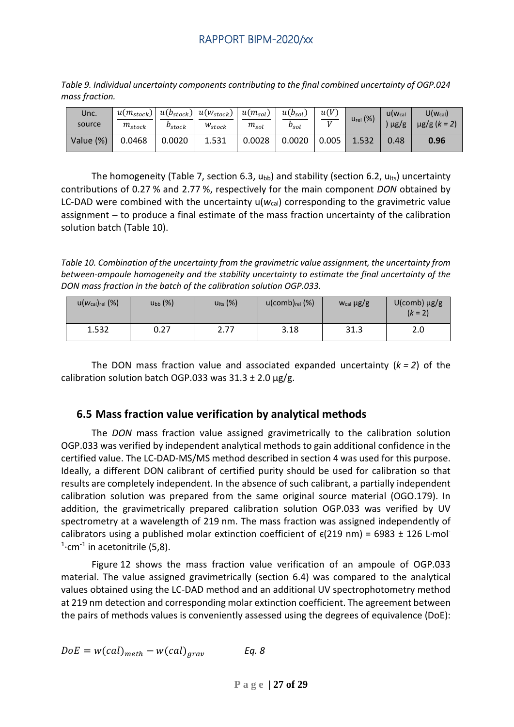*Table 9. Individual uncertainty components contributing to the final combined uncertainty of OGP.024 mass fraction.*

| Unc. source | $\frac{u(m_{stock})}{m_{stock}}$ | $\frac{u(b_{stock})}{b_{stock}}$ | $\frac{u(w_{stock})}{w_{stock}}$ | $\frac{u(m_{sol})}{m_{sol}}$ | $\frac{u(b_{sol})}{b_{sol}}$ | $\frac{u(V)}{V}$ | $u_{rel}$ (%) | $u(w_{cal})$ µg/g | $U(w_{cal})$ µg/g ($k$ = 2) |
|---|---|---|---|---|---|---|---|---|---|
| Value (%) | 0.0468 | 0.0020 | 1.531 | 0.0028 | 0.0020 | 0.005 | 1.532 | 0.48 | **0.96** |

The homogeneity (Table 7, section 6.3, $u_{bb}$) and stability (section 6.2, $u_{lts}$) uncertainty contributions of 0.27 % and 2.77 %, respectively for the main component *DON* obtained by LC-DAD were combined with the uncertainty $u(w_{cal})$ corresponding to the gravimetric value assignment – to produce a final estimate of the mass fraction uncertainty of the calibration solution batch (Table 10).

*Table 10. Combination of the uncertainty from the gravimetric value assignment, the uncertainty from between-ampoule homogeneity and the stability uncertainty to estimate the final uncertainty of the DON mass fraction in the batch of the calibration solution OGP.033.*

| $u(w_{cal})_{rel}$ (%) | $u_{bb}$ (%) | $u_{lts}$ (%) | $u(comb)_{rel}$ (%) | $w_{cal}$ µg/g | U(comb) µg/g ($k$ = 2) |
|---|---|---|---|---|---|
| 1.532 | 0.27 | 2.77 | 3.18 | 31.3 | 2.0 |

The DON mass fraction value and associated expanded uncertainty ($k = 2$) of the calibration solution batch OGP.033 was 31.3 ± 2.0 µg/g.

## 6.5 Mass fraction value verification by analytical methods

The *DON* mass fraction value assigned gravimetrically to the calibration solution OGP.033 was verified by independent analytical methods to gain additional confidence in the certified value. The LC-DAD-MS/MS method described in section 4 was used for this purpose. Ideally, a different DON calibrant of certified purity should be used for calibration so that results are completely independent. In the absence of such calibrant, a partially independent calibration solution was prepared from the same original source material (OGO.179). In addition, the gravimetrically prepared calibration solution OGP.033 was verified by UV spectrometry at a wavelength of 219 nm. The mass fraction was assigned independently of calibrators using a published molar extinction coefficient of $\epsilon$(219 nm) = 6983 ± 126 L·mol$^{-1}$·cm$^{-1}$ in acetonitrile (5,8).

Figure 12 shows the mass fraction value verification of an ampoule of OGP.033 material. The value assigned gravimetrically (section 6.4) was compared to the analytical values obtained using the LC-DAD method and an additional UV spectrophotometry method at 219 nm detection and corresponding molar extinction coefficient. The agreement between the pairs of methods values is conveniently assessed using the degrees of equivalence (DoE):

$$DoE = w(cal)_{meth} - w(cal)_{grav} \qquad \text{Eq. 8}$$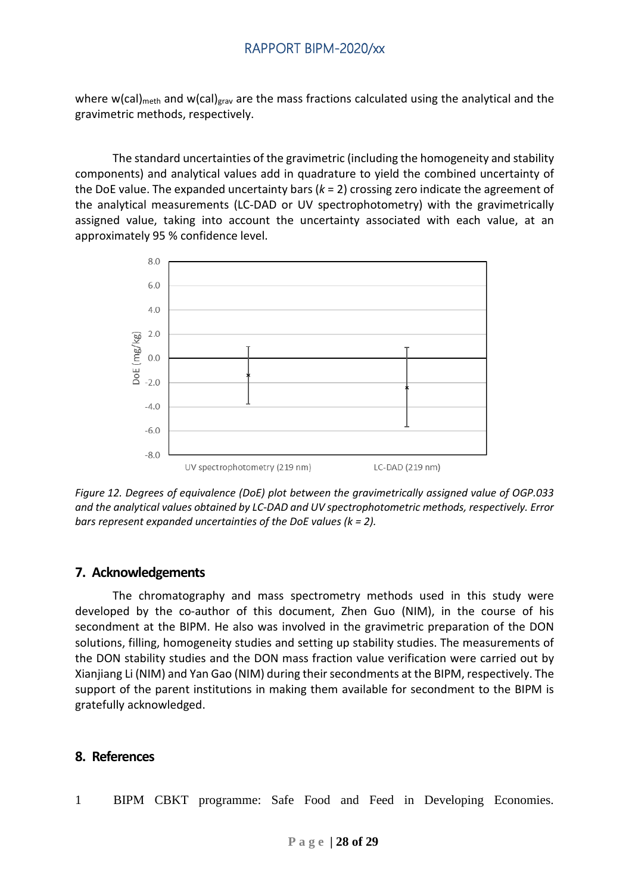where $w(\text{cal})_{meth}$ and $w(\text{cal})_{grav}$ are the mass fractions calculated using the analytical and the gravimetric methods, respectively.

The standard uncertainties of the gravimetric (including the homogeneity and stability components) and analytical values add in quadrature to yield the combined uncertainty of the DoE value. The expanded uncertainty bars ($k = 2$) crossing zero indicate the agreement of the analytical measurements (LC-DAD or UV spectrophotometry) with the gravimetrically assigned value, taking into account the uncertainty associated with each value, at an approximately 95 % confidence level.

*Figure 12. Degrees of equivalence (DoE) plot between the gravimetrically assigned value of OGP.033 and the analytical values obtained by LC-DAD and UV spectrophotometric methods, respectively. Error bars represent expanded uncertainties of the DoE values (k = 2).*

## 7. Acknowledgements

The chromatography and mass spectrometry methods used in this study were developed by the co-author of this document, Zhen Guo (NIM), in the course of his secondment at the BIPM. He also was involved in the gravimetric preparation of the DON solutions, filling, homogeneity studies and setting up stability studies. The measurements of the DON stability studies and the DON mass fraction value verification were carried out by Xianjiang Li (NIM) and Yan Gao (NIM) during their secondments at the BIPM, respectively. The support of the parent institutions in making them available for secondment to the BIPM is gratefully acknowledged.

## 8. References

1 BIPM CBKT programme: Safe Food and Feed in Developing Economies.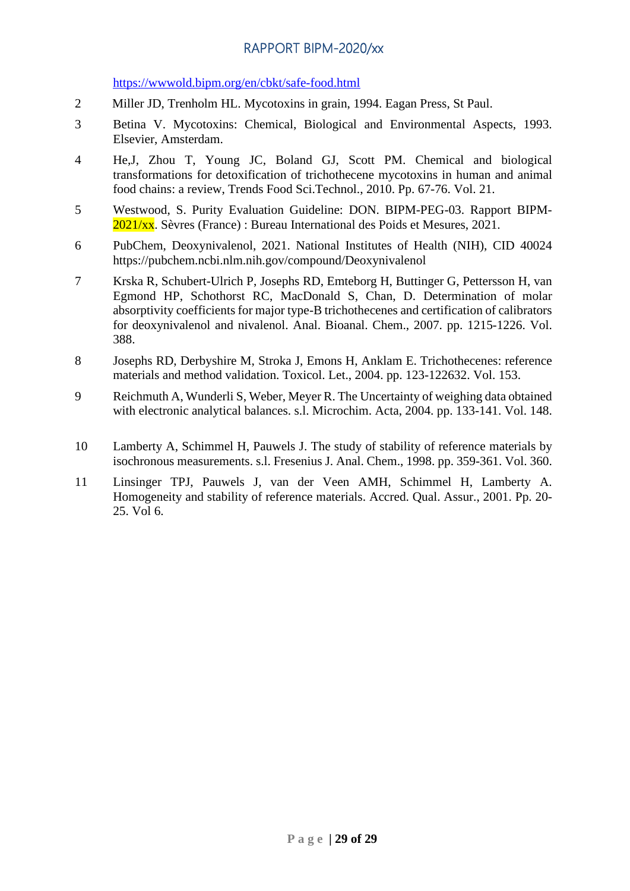https://wwwold.bipm.org/en/cbkt/safe-food.html

2 Miller JD, Trenholm HL. Mycotoxins in grain, 1994. Eagan Press, St Paul.

3 Betina V. Mycotoxins: Chemical, Biological and Environmental Aspects, 1993. Elsevier, Amsterdam.

4 He,J, Zhou T, Young JC, Boland GJ, Scott PM. Chemical and biological transformations for detoxification of trichothecene mycotoxins in human and animal food chains: a review, Trends Food Sci.Technol., 2010. Pp. 67-76. Vol. 21.

5 Westwood, S. Purity Evaluation Guideline: DON. BIPM-PEG-03. Rapport BIPM-2021/xx. Sèvres (France) : Bureau International des Poids et Mesures, 2021.

6 PubChem, Deoxynivalenol, 2021. National Institutes of Health (NIH), CID 40024 https://pubchem.ncbi.nlm.nih.gov/compound/Deoxynivalenol

7 Krska R, Schubert-Ulrich P, Josephs RD, Emteborg H, Buttinger G, Pettersson H, van Egmond HP, Schothorst RC, MacDonald S, Chan, D. Determination of molar absorptivity coefficients for major type-B trichothecenes and certification of calibrators for deoxynivalenol and nivalenol. Anal. Bioanal. Chem., 2007. pp. 1215-1226. Vol. 388.

8 Josephs RD, Derbyshire M, Stroka J, Emons H, Anklam E. Trichothecenes: reference materials and method validation. Toxicol. Let., 2004. pp. 123-122632. Vol. 153.

9 Reichmuth A, Wunderli S, Weber, Meyer R. The Uncertainty of weighing data obtained with electronic analytical balances. s.l. Microchim. Acta, 2004. pp. 133-141. Vol. 148.

10 Lamberty A, Schimmel H, Pauwels J. The study of stability of reference materials by isochronous measurements. s.l. Fresenius J. Anal. Chem., 1998. pp. 359-361. Vol. 360.

11 Linsinger TPJ, Pauwels J, van der Veen AMH, Schimmel H, Lamberty A. Homogeneity and stability of reference materials. Accred. Qual. Assur., 2001. Pp. 20-25. Vol 6.